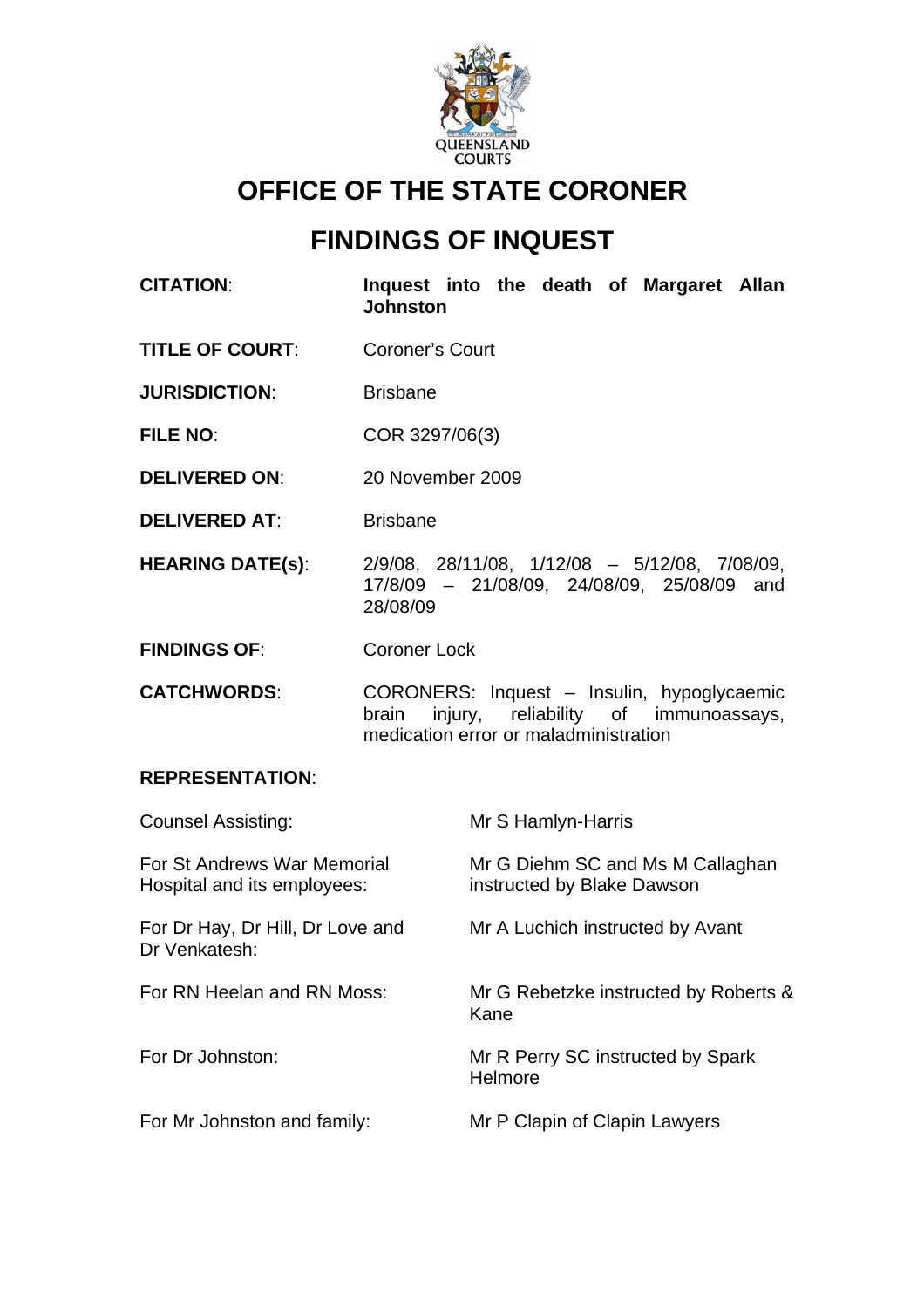QUEENSLAND COURTS

# OFFICE OF THE STATE CORONER

# FINDINGS OF INQUEST

| | |
|---|---|
| **CITATION**: | **Inquest into the death of Margaret Allan Johnston** |
| **TITLE OF COURT**: | Coroner's Court |
| **JURISDICTION**: | Brisbane |
| **FILE NO**: | COR 3297/06(3) |
| **DELIVERED ON**: | 20 November 2009 |
| **DELIVERED AT**: | Brisbane |
| **HEARING DATE(s)**: | 2/9/08, 28/11/08, 1/12/08 – 5/12/08, 7/08/09, 17/8/09 – 21/08/09, 24/08/09, 25/08/09 and 28/08/09 |
| **FINDINGS OF**: | Coroner Lock |
| **CATCHWORDS**: | CORONERS: Inquest – Insulin, hypoglycaemic brain injury, reliability of immunoassays, medication error or maladministration |

**REPRESENTATION**:

| | |
|---|---|
| Counsel Assisting: | Mr S Hamlyn-Harris |
| For St Andrews War Memorial Hospital and its employees: | Mr G Diehm SC and Ms M Callaghan instructed by Blake Dawson |
| For Dr Hay, Dr Hill, Dr Love and Dr Venkatesh: | Mr A Luchich instructed by Avant |
| For RN Heelan and RN Moss: | Mr G Rebetzke instructed by Roberts & Kane |
| For Dr Johnston: | Mr R Perry SC instructed by Spark Helmore |
| For Mr Johnston and family: | Mr P Clapin of Clapin Lawyers |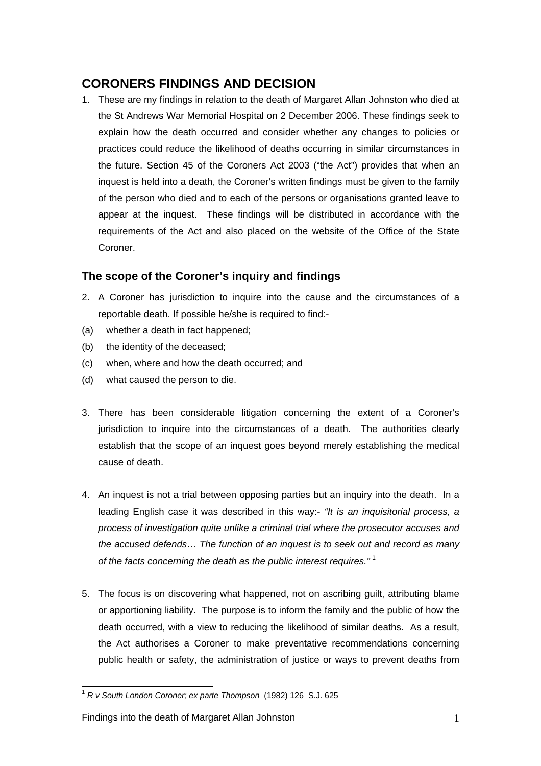## CORONERS FINDINGS AND DECISION

1. These are my findings in relation to the death of Margaret Allan Johnston who died at the St Andrews War Memorial Hospital on 2 December 2006. These findings seek to explain how the death occurred and consider whether any changes to policies or practices could reduce the likelihood of deaths occurring in similar circumstances in the future. Section 45 of the Coroners Act 2003 ("the Act") provides that when an inquest is held into a death, the Coroner's written findings must be given to the family of the person who died and to each of the persons or organisations granted leave to appear at the inquest. These findings will be distributed in accordance with the requirements of the Act and also placed on the website of the Office of the State Coroner.

### The scope of the Coroner's inquiry and findings

2. A Coroner has jurisdiction to inquire into the cause and the circumstances of a reportable death. If possible he/she is required to find:-

(a) whether a death in fact happened;

(b) the identity of the deceased;

(c) when, where and how the death occurred; and

(d) what caused the person to die.

3. There has been considerable litigation concerning the extent of a Coroner's jurisdiction to inquire into the circumstances of a death. The authorities clearly establish that the scope of an inquest goes beyond merely establishing the medical cause of death.

4. An inquest is not a trial between opposing parties but an inquiry into the death. In a leading English case it was described in this way:- *"It is an inquisitorial process, a process of investigation quite unlike a criminal trial where the prosecutor accuses and the accused defends… The function of an inquest is to seek out and record as many of the facts concerning the death as the public interest requires."* [1]

5. The focus is on discovering what happened, not on ascribing guilt, attributing blame or apportioning liability. The purpose is to inform the family and the public of how the death occurred, with a view to reducing the likelihood of similar deaths. As a result, the Act authorises a Coroner to make preventative recommendations concerning public health or safety, the administration of justice or ways to prevent deaths from

[1] *R v South London Coroner; ex parte Thompson* (1982) 126 S.J. 625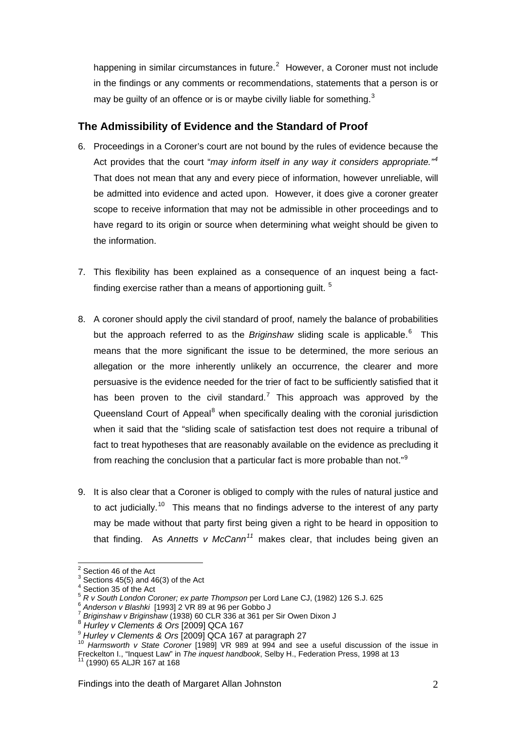happening in similar circumstances in future.[2] However, a Coroner must not include in the findings or any comments or recommendations, statements that a person is or may be guilty of an offence or is or maybe civilly liable for something.[3]

## The Admissibility of Evidence and the Standard of Proof

6. Proceedings in a Coroner's court are not bound by the rules of evidence because the Act provides that the court "*may inform itself in any way it considers appropriate.*"[4] That does not mean that any and every piece of information, however unreliable, will be admitted into evidence and acted upon. However, it does give a coroner greater scope to receive information that may not be admissible in other proceedings and to have regard to its origin or source when determining what weight should be given to the information.

7. This flexibility has been explained as a consequence of an inquest being a fact-finding exercise rather than a means of apportioning guilt. [5]

8. A coroner should apply the civil standard of proof, namely the balance of probabilities but the approach referred to as the *Briginshaw* sliding scale is applicable.[6] This means that the more significant the issue to be determined, the more serious an allegation or the more inherently unlikely an occurrence, the clearer and more persuasive is the evidence needed for the trier of fact to be sufficiently satisfied that it has been proven to the civil standard.[7] This approach was approved by the Queensland Court of Appeal[8] when specifically dealing with the coronial jurisdiction when it said that the "sliding scale of satisfaction test does not require a tribunal of fact to treat hypotheses that are reasonably available on the evidence as precluding it from reaching the conclusion that a particular fact is more probable than not."[9]

9. It is also clear that a Coroner is obliged to comply with the rules of natural justice and to act judicially.[10] This means that no findings adverse to the interest of any party may be made without that party first being given a right to be heard in opposition to that finding. As *Annetts v McCann*[11] makes clear, that includes being given an

---

[2] Section 46 of the Act
[3] Sections 45(5) and 46(3) of the Act
[4] Section 35 of the Act
[5] *R v South London Coroner; ex parte Thompson* per Lord Lane CJ, (1982) 126 S.J. 625
[6] *Anderson v Blashki* [1993] 2 VR 89 at 96 per Gobbo J
[7] *Briginshaw v Briginshaw* (1938) 60 CLR 336 at 361 per Sir Owen Dixon J
[8] *Hurley v Clements & Ors* [2009] QCA 167
[9] *Hurley v Clements & Ors* [2009] QCA 167 at paragraph 27
[10] *Harmsworth v State Coroner* [1989] VR 989 at 994 and see a useful discussion of the issue in Freckelton I., "Inquest Law" in *The inquest handbook*, Selby H., Federation Press, 1998 at 13
[11] (1990) 65 ALJR 167 at 168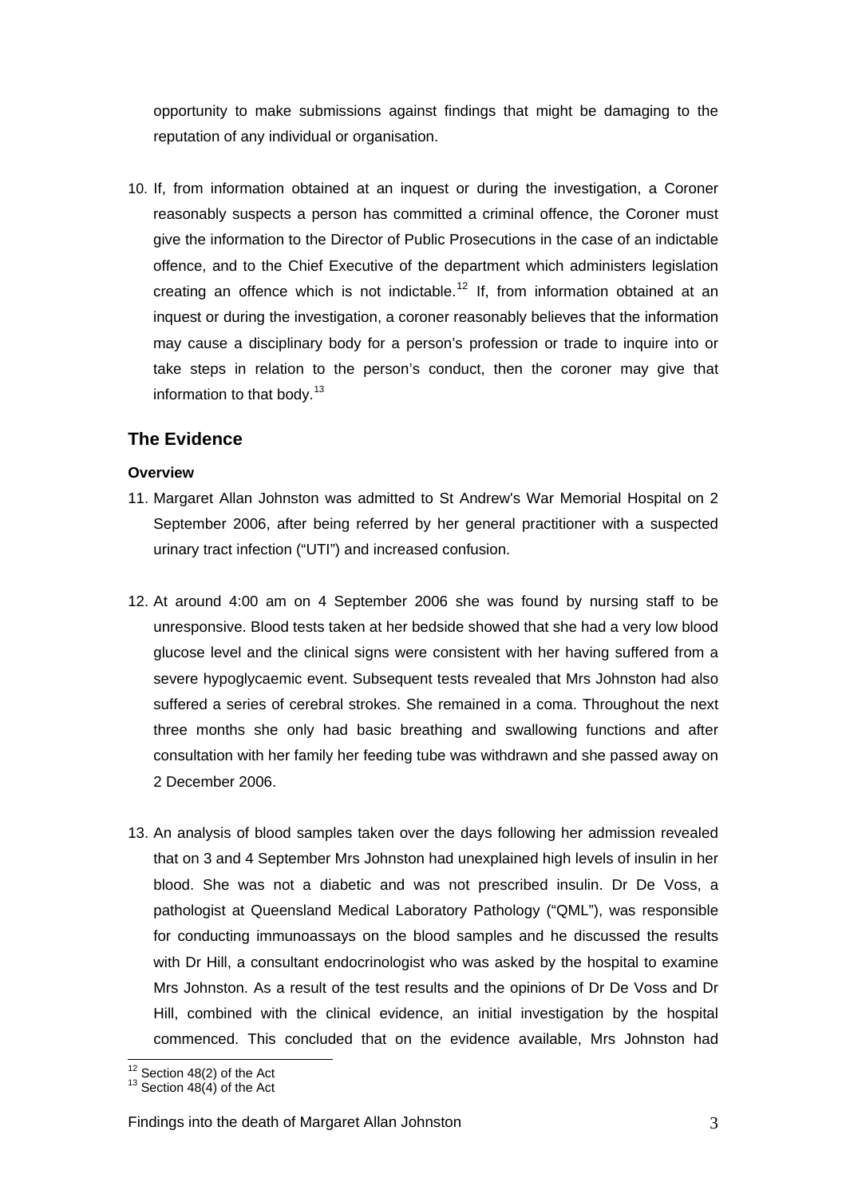opportunity to make submissions against findings that might be damaging to the reputation of any individual or organisation.

10. If, from information obtained at an inquest or during the investigation, a Coroner reasonably suspects a person has committed a criminal offence, the Coroner must give the information to the Director of Public Prosecutions in the case of an indictable offence, and to the Chief Executive of the department which administers legislation creating an offence which is not indictable.[12] If, from information obtained at an inquest or during the investigation, a coroner reasonably believes that the information may cause a disciplinary body for a person's profession or trade to inquire into or take steps in relation to the person's conduct, then the coroner may give that information to that body.[13]

## The Evidence

### Overview

11. Margaret Allan Johnston was admitted to St Andrew's War Memorial Hospital on 2 September 2006, after being referred by her general practitioner with a suspected urinary tract infection ("UTI") and increased confusion.

12. At around 4:00 am on 4 September 2006 she was found by nursing staff to be unresponsive. Blood tests taken at her bedside showed that she had a very low blood glucose level and the clinical signs were consistent with her having suffered from a severe hypoglycaemic event. Subsequent tests revealed that Mrs Johnston had also suffered a series of cerebral strokes. She remained in a coma. Throughout the next three months she only had basic breathing and swallowing functions and after consultation with her family her feeding tube was withdrawn and she passed away on 2 December 2006.

13. An analysis of blood samples taken over the days following her admission revealed that on 3 and 4 September Mrs Johnston had unexplained high levels of insulin in her blood. She was not a diabetic and was not prescribed insulin. Dr De Voss, a pathologist at Queensland Medical Laboratory Pathology ("QML"), was responsible for conducting immunoassays on the blood samples and he discussed the results with Dr Hill, a consultant endocrinologist who was asked by the hospital to examine Mrs Johnston. As a result of the test results and the opinions of Dr De Voss and Dr Hill, combined with the clinical evidence, an initial investigation by the hospital commenced. This concluded that on the evidence available, Mrs Johnston had

[12] Section 48(2) of the Act
[13] Section 48(4) of the Act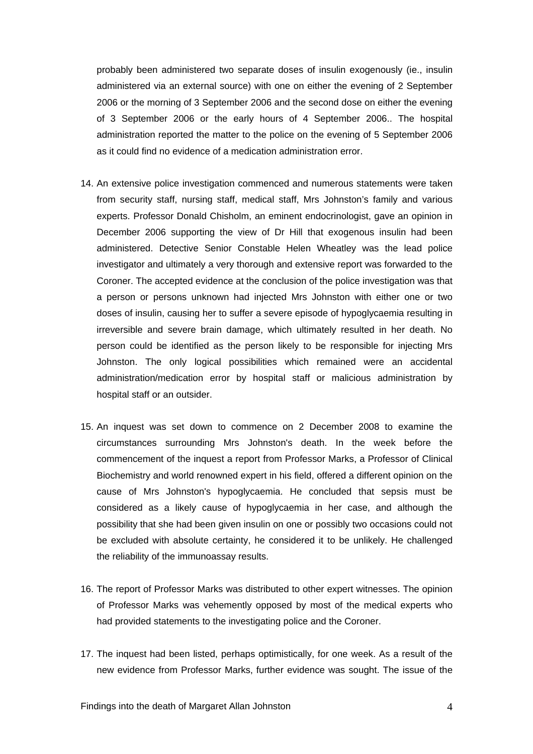probably been administered two separate doses of insulin exogenously (ie., insulin administered via an external source) with one on either the evening of 2 September 2006 or the morning of 3 September 2006 and the second dose on either the evening of 3 September 2006 or the early hours of 4 September 2006.. The hospital administration reported the matter to the police on the evening of 5 September 2006 as it could find no evidence of a medication administration error.

14. An extensive police investigation commenced and numerous statements were taken from security staff, nursing staff, medical staff, Mrs Johnston's family and various experts. Professor Donald Chisholm, an eminent endocrinologist, gave an opinion in December 2006 supporting the view of Dr Hill that exogenous insulin had been administered. Detective Senior Constable Helen Wheatley was the lead police investigator and ultimately a very thorough and extensive report was forwarded to the Coroner. The accepted evidence at the conclusion of the police investigation was that a person or persons unknown had injected Mrs Johnston with either one or two doses of insulin, causing her to suffer a severe episode of hypoglycaemia resulting in irreversible and severe brain damage, which ultimately resulted in her death. No person could be identified as the person likely to be responsible for injecting Mrs Johnston. The only logical possibilities which remained were an accidental administration/medication error by hospital staff or malicious administration by hospital staff or an outsider.

15. An inquest was set down to commence on 2 December 2008 to examine the circumstances surrounding Mrs Johnston's death. In the week before the commencement of the inquest a report from Professor Marks, a Professor of Clinical Biochemistry and world renowned expert in his field, offered a different opinion on the cause of Mrs Johnston's hypoglycaemia. He concluded that sepsis must be considered as a likely cause of hypoglycaemia in her case, and although the possibility that she had been given insulin on one or possibly two occasions could not be excluded with absolute certainty, he considered it to be unlikely. He challenged the reliability of the immunoassay results.

16. The report of Professor Marks was distributed to other expert witnesses. The opinion of Professor Marks was vehemently opposed by most of the medical experts who had provided statements to the investigating police and the Coroner.

17. The inquest had been listed, perhaps optimistically, for one week. As a result of the new evidence from Professor Marks, further evidence was sought. The issue of the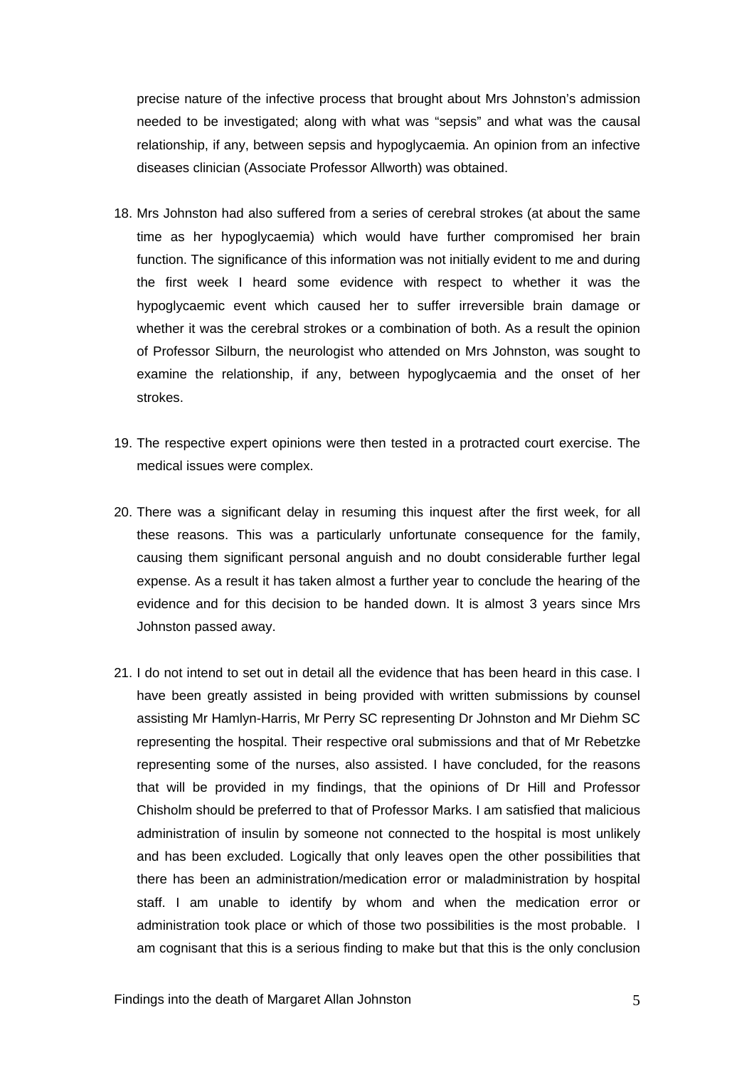precise nature of the infective process that brought about Mrs Johnston's admission needed to be investigated; along with what was "sepsis" and what was the causal relationship, if any, between sepsis and hypoglycaemia. An opinion from an infective diseases clinician (Associate Professor Allworth) was obtained.

18. Mrs Johnston had also suffered from a series of cerebral strokes (at about the same time as her hypoglycaemia) which would have further compromised her brain function. The significance of this information was not initially evident to me and during the first week I heard some evidence with respect to whether it was the hypoglycaemic event which caused her to suffer irreversible brain damage or whether it was the cerebral strokes or a combination of both. As a result the opinion of Professor Silburn, the neurologist who attended on Mrs Johnston, was sought to examine the relationship, if any, between hypoglycaemia and the onset of her strokes.

19. The respective expert opinions were then tested in a protracted court exercise. The medical issues were complex.

20. There was a significant delay in resuming this inquest after the first week, for all these reasons. This was a particularly unfortunate consequence for the family, causing them significant personal anguish and no doubt considerable further legal expense. As a result it has taken almost a further year to conclude the hearing of the evidence and for this decision to be handed down. It is almost 3 years since Mrs Johnston passed away.

21. I do not intend to set out in detail all the evidence that has been heard in this case. I have been greatly assisted in being provided with written submissions by counsel assisting Mr Hamlyn-Harris, Mr Perry SC representing Dr Johnston and Mr Diehm SC representing the hospital. Their respective oral submissions and that of Mr Rebetzke representing some of the nurses, also assisted. I have concluded, for the reasons that will be provided in my findings, that the opinions of Dr Hill and Professor Chisholm should be preferred to that of Professor Marks. I am satisfied that malicious administration of insulin by someone not connected to the hospital is most unlikely and has been excluded. Logically that only leaves open the other possibilities that there has been an administration/medication error or maladministration by hospital staff. I am unable to identify by whom and when the medication error or administration took place or which of those two possibilities is the most probable. I am cognisant that this is a serious finding to make but that this is the only conclusion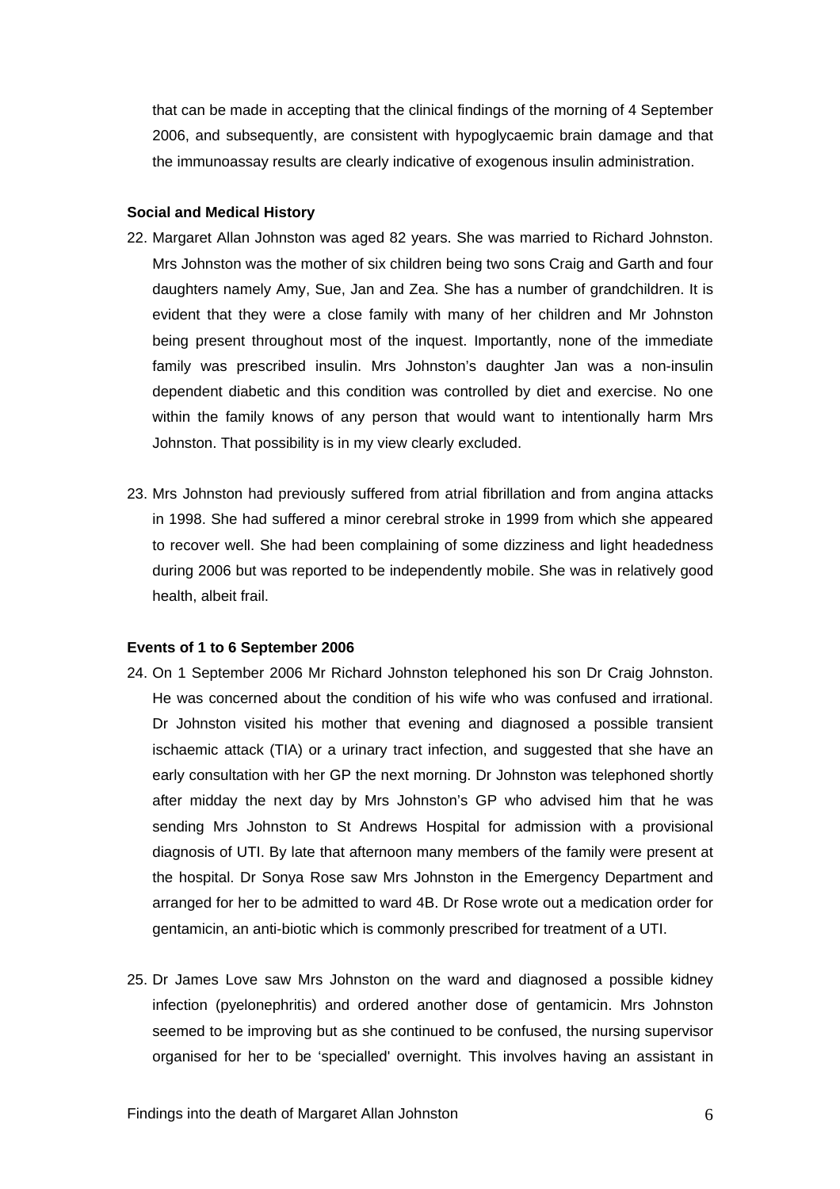that can be made in accepting that the clinical findings of the morning of 4 September 2006, and subsequently, are consistent with hypoglycaemic brain damage and that the immunoassay results are clearly indicative of exogenous insulin administration.

**Social and Medical History**

22. Margaret Allan Johnston was aged 82 years. She was married to Richard Johnston. Mrs Johnston was the mother of six children being two sons Craig and Garth and four daughters namely Amy, Sue, Jan and Zea. She has a number of grandchildren. It is evident that they were a close family with many of her children and Mr Johnston being present throughout most of the inquest. Importantly, none of the immediate family was prescribed insulin. Mrs Johnston's daughter Jan was a non-insulin dependent diabetic and this condition was controlled by diet and exercise. No one within the family knows of any person that would want to intentionally harm Mrs Johnston. That possibility is in my view clearly excluded.

23. Mrs Johnston had previously suffered from atrial fibrillation and from angina attacks in 1998. She had suffered a minor cerebral stroke in 1999 from which she appeared to recover well. She had been complaining of some dizziness and light headedness during 2006 but was reported to be independently mobile. She was in relatively good health, albeit frail.

**Events of 1 to 6 September 2006**

24. On 1 September 2006 Mr Richard Johnston telephoned his son Dr Craig Johnston. He was concerned about the condition of his wife who was confused and irrational. Dr Johnston visited his mother that evening and diagnosed a possible transient ischaemic attack (TIA) or a urinary tract infection, and suggested that she have an early consultation with her GP the next morning. Dr Johnston was telephoned shortly after midday the next day by Mrs Johnston's GP who advised him that he was sending Mrs Johnston to St Andrews Hospital for admission with a provisional diagnosis of UTI. By late that afternoon many members of the family were present at the hospital. Dr Sonya Rose saw Mrs Johnston in the Emergency Department and arranged for her to be admitted to ward 4B. Dr Rose wrote out a medication order for gentamicin, an anti-biotic which is commonly prescribed for treatment of a UTI.

25. Dr James Love saw Mrs Johnston on the ward and diagnosed a possible kidney infection (pyelonephritis) and ordered another dose of gentamicin. Mrs Johnston seemed to be improving but as she continued to be confused, the nursing supervisor organised for her to be 'specialled' overnight. This involves having an assistant in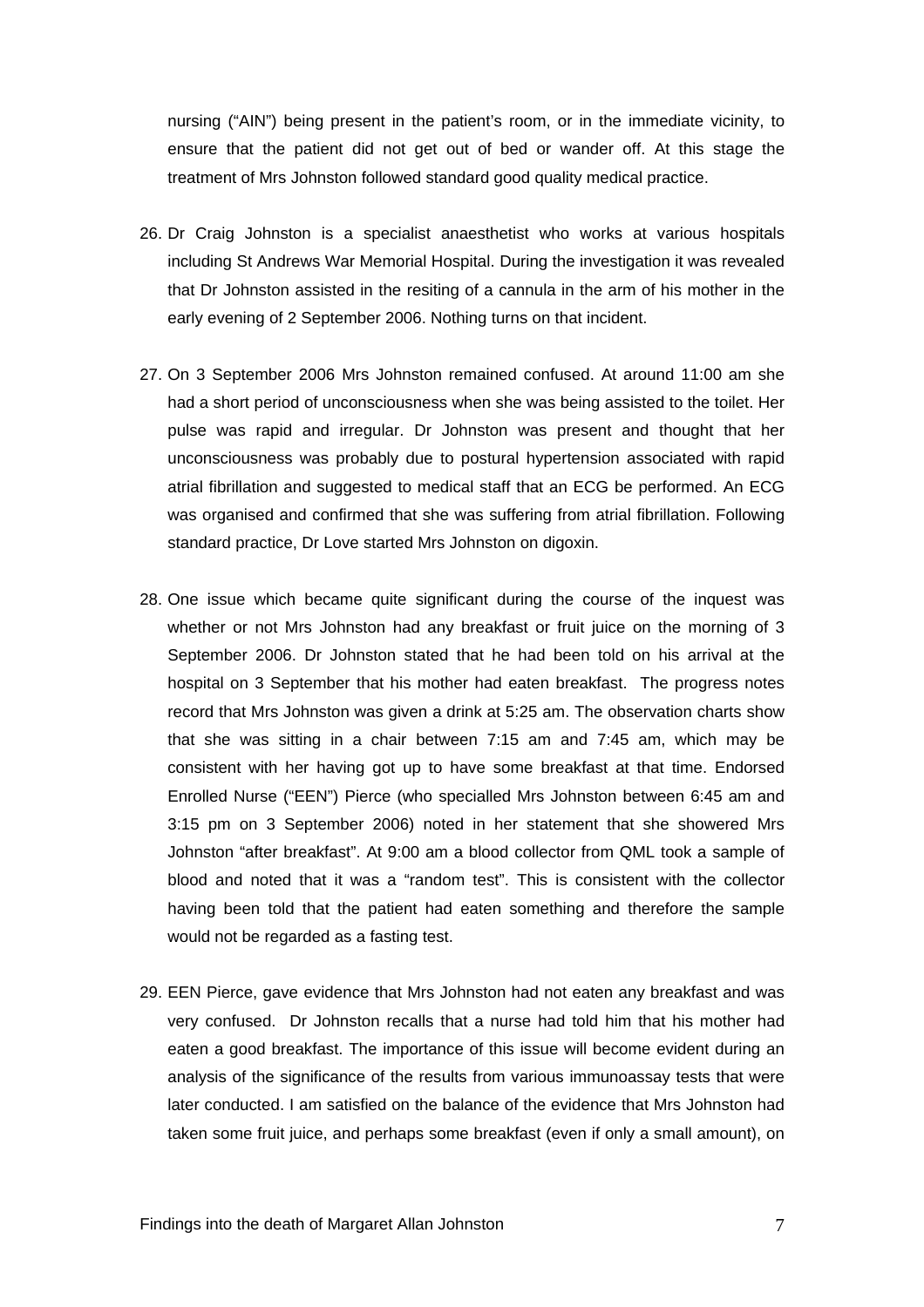nursing ("AIN") being present in the patient's room, or in the immediate vicinity, to ensure that the patient did not get out of bed or wander off. At this stage the treatment of Mrs Johnston followed standard good quality medical practice.

26. Dr Craig Johnston is a specialist anaesthetist who works at various hospitals including St Andrews War Memorial Hospital. During the investigation it was revealed that Dr Johnston assisted in the resiting of a cannula in the arm of his mother in the early evening of 2 September 2006. Nothing turns on that incident.

27. On 3 September 2006 Mrs Johnston remained confused. At around 11:00 am she had a short period of unconsciousness when she was being assisted to the toilet. Her pulse was rapid and irregular. Dr Johnston was present and thought that her unconsciousness was probably due to postural hypertension associated with rapid atrial fibrillation and suggested to medical staff that an ECG be performed. An ECG was organised and confirmed that she was suffering from atrial fibrillation. Following standard practice, Dr Love started Mrs Johnston on digoxin.

28. One issue which became quite significant during the course of the inquest was whether or not Mrs Johnston had any breakfast or fruit juice on the morning of 3 September 2006. Dr Johnston stated that he had been told on his arrival at the hospital on 3 September that his mother had eaten breakfast. The progress notes record that Mrs Johnston was given a drink at 5:25 am. The observation charts show that she was sitting in a chair between 7:15 am and 7:45 am, which may be consistent with her having got up to have some breakfast at that time. Endorsed Enrolled Nurse ("EEN") Pierce (who specialled Mrs Johnston between 6:45 am and 3:15 pm on 3 September 2006) noted in her statement that she showered Mrs Johnston "after breakfast". At 9:00 am a blood collector from QML took a sample of blood and noted that it was a "random test". This is consistent with the collector having been told that the patient had eaten something and therefore the sample would not be regarded as a fasting test.

29. EEN Pierce, gave evidence that Mrs Johnston had not eaten any breakfast and was very confused. Dr Johnston recalls that a nurse had told him that his mother had eaten a good breakfast. The importance of this issue will become evident during an analysis of the significance of the results from various immunoassay tests that were later conducted. I am satisfied on the balance of the evidence that Mrs Johnston had taken some fruit juice, and perhaps some breakfast (even if only a small amount), on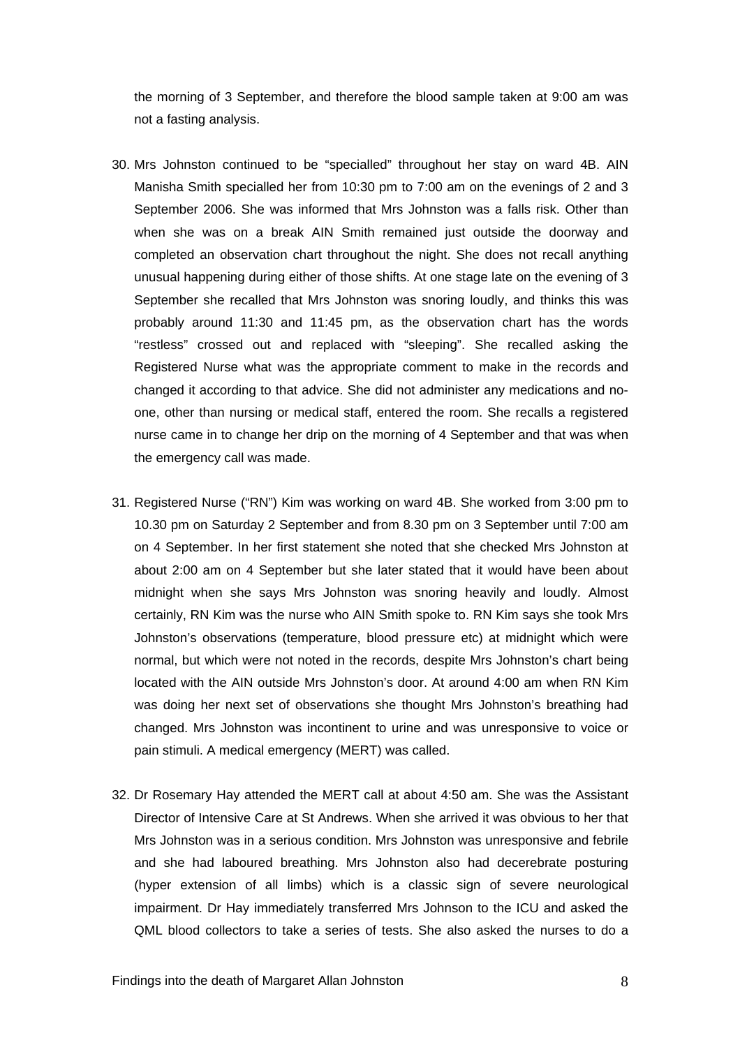the morning of 3 September, and therefore the blood sample taken at 9:00 am was not a fasting analysis.

30. Mrs Johnston continued to be "specialled" throughout her stay on ward 4B. AIN Manisha Smith specialled her from 10:30 pm to 7:00 am on the evenings of 2 and 3 September 2006. She was informed that Mrs Johnston was a falls risk. Other than when she was on a break AIN Smith remained just outside the doorway and completed an observation chart throughout the night. She does not recall anything unusual happening during either of those shifts. At one stage late on the evening of 3 September she recalled that Mrs Johnston was snoring loudly, and thinks this was probably around 11:30 and 11:45 pm, as the observation chart has the words "restless" crossed out and replaced with "sleeping". She recalled asking the Registered Nurse what was the appropriate comment to make in the records and changed it according to that advice. She did not administer any medications and no-one, other than nursing or medical staff, entered the room. She recalls a registered nurse came in to change her drip on the morning of 4 September and that was when the emergency call was made.

31. Registered Nurse ("RN") Kim was working on ward 4B. She worked from 3:00 pm to 10.30 pm on Saturday 2 September and from 8.30 pm on 3 September until 7:00 am on 4 September. In her first statement she noted that she checked Mrs Johnston at about 2:00 am on 4 September but she later stated that it would have been about midnight when she says Mrs Johnston was snoring heavily and loudly. Almost certainly, RN Kim was the nurse who AIN Smith spoke to. RN Kim says she took Mrs Johnston's observations (temperature, blood pressure etc) at midnight which were normal, but which were not noted in the records, despite Mrs Johnston's chart being located with the AIN outside Mrs Johnston's door. At around 4:00 am when RN Kim was doing her next set of observations she thought Mrs Johnston's breathing had changed. Mrs Johnston was incontinent to urine and was unresponsive to voice or pain stimuli. A medical emergency (MERT) was called.

32. Dr Rosemary Hay attended the MERT call at about 4:50 am. She was the Assistant Director of Intensive Care at St Andrews. When she arrived it was obvious to her that Mrs Johnston was in a serious condition. Mrs Johnston was unresponsive and febrile and she had laboured breathing. Mrs Johnston also had decerebrate posturing (hyper extension of all limbs) which is a classic sign of severe neurological impairment. Dr Hay immediately transferred Mrs Johnson to the ICU and asked the QML blood collectors to take a series of tests. She also asked the nurses to do a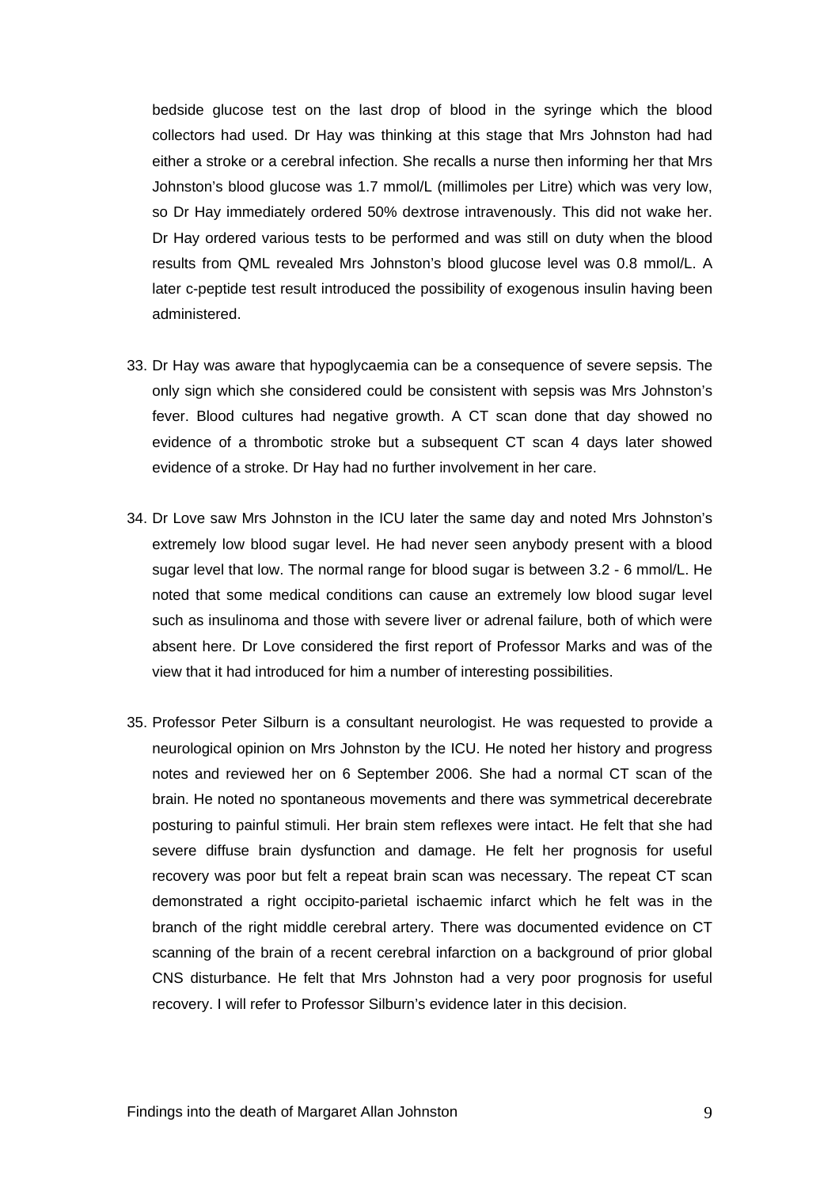bedside glucose test on the last drop of blood in the syringe which the blood collectors had used. Dr Hay was thinking at this stage that Mrs Johnston had had either a stroke or a cerebral infection. She recalls a nurse then informing her that Mrs Johnston's blood glucose was 1.7 mmol/L (millimoles per Litre) which was very low, so Dr Hay immediately ordered 50% dextrose intravenously. This did not wake her. Dr Hay ordered various tests to be performed and was still on duty when the blood results from QML revealed Mrs Johnston's blood glucose level was 0.8 mmol/L. A later c-peptide test result introduced the possibility of exogenous insulin having been administered.

33. Dr Hay was aware that hypoglycaemia can be a consequence of severe sepsis. The only sign which she considered could be consistent with sepsis was Mrs Johnston's fever. Blood cultures had negative growth. A CT scan done that day showed no evidence of a thrombotic stroke but a subsequent CT scan 4 days later showed evidence of a stroke. Dr Hay had no further involvement in her care.

34. Dr Love saw Mrs Johnston in the ICU later the same day and noted Mrs Johnston's extremely low blood sugar level. He had never seen anybody present with a blood sugar level that low. The normal range for blood sugar is between 3.2 - 6 mmol/L. He noted that some medical conditions can cause an extremely low blood sugar level such as insulinoma and those with severe liver or adrenal failure, both of which were absent here. Dr Love considered the first report of Professor Marks and was of the view that it had introduced for him a number of interesting possibilities.

35. Professor Peter Silburn is a consultant neurologist. He was requested to provide a neurological opinion on Mrs Johnston by the ICU. He noted her history and progress notes and reviewed her on 6 September 2006. She had a normal CT scan of the brain. He noted no spontaneous movements and there was symmetrical decerebrate posturing to painful stimuli. Her brain stem reflexes were intact. He felt that she had severe diffuse brain dysfunction and damage. He felt her prognosis for useful recovery was poor but felt a repeat brain scan was necessary. The repeat CT scan demonstrated a right occipito-parietal ischaemic infarct which he felt was in the branch of the right middle cerebral artery. There was documented evidence on CT scanning of the brain of a recent cerebral infarction on a background of prior global CNS disturbance. He felt that Mrs Johnston had a very poor prognosis for useful recovery. I will refer to Professor Silburn's evidence later in this decision.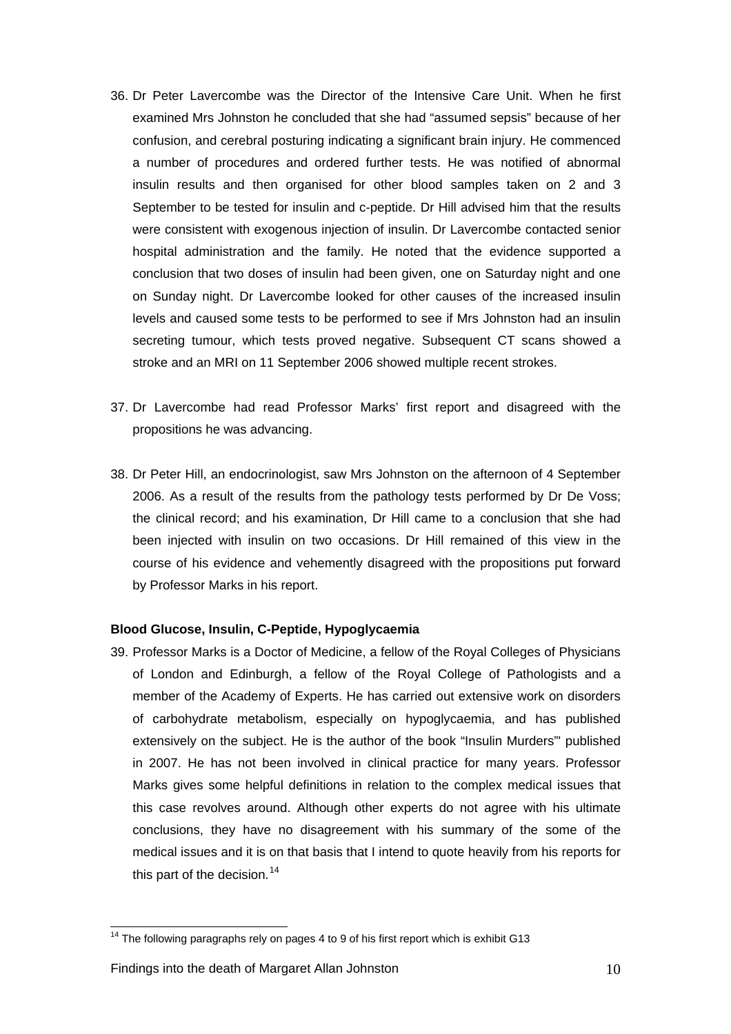36. Dr Peter Lavercombe was the Director of the Intensive Care Unit. When he first examined Mrs Johnston he concluded that she had "assumed sepsis" because of her confusion, and cerebral posturing indicating a significant brain injury. He commenced a number of procedures and ordered further tests. He was notified of abnormal insulin results and then organised for other blood samples taken on 2 and 3 September to be tested for insulin and c-peptide. Dr Hill advised him that the results were consistent with exogenous injection of insulin. Dr Lavercombe contacted senior hospital administration and the family. He noted that the evidence supported a conclusion that two doses of insulin had been given, one on Saturday night and one on Sunday night. Dr Lavercombe looked for other causes of the increased insulin levels and caused some tests to be performed to see if Mrs Johnston had an insulin secreting tumour, which tests proved negative. Subsequent CT scans showed a stroke and an MRI on 11 September 2006 showed multiple recent strokes.

37. Dr Lavercombe had read Professor Marks' first report and disagreed with the propositions he was advancing.

38. Dr Peter Hill, an endocrinologist, saw Mrs Johnston on the afternoon of 4 September 2006. As a result of the results from the pathology tests performed by Dr De Voss; the clinical record; and his examination, Dr Hill came to a conclusion that she had been injected with insulin on two occasions. Dr Hill remained of this view in the course of his evidence and vehemently disagreed with the propositions put forward by Professor Marks in his report.

**Blood Glucose, Insulin, C-Peptide, Hypoglycaemia**

39. Professor Marks is a Doctor of Medicine, a fellow of the Royal Colleges of Physicians of London and Edinburgh, a fellow of the Royal College of Pathologists and a member of the Academy of Experts. He has carried out extensive work on disorders of carbohydrate metabolism, especially on hypoglycaemia, and has published extensively on the subject. He is the author of the book "Insulin Murders"' published in 2007. He has not been involved in clinical practice for many years. Professor Marks gives some helpful definitions in relation to the complex medical issues that this case revolves around. Although other experts do not agree with his ultimate conclusions, they have no disagreement with his summary of the some of the medical issues and it is on that basis that I intend to quote heavily from his reports for this part of the decision.[14]

[14] The following paragraphs rely on pages 4 to 9 of his first report which is exhibit G13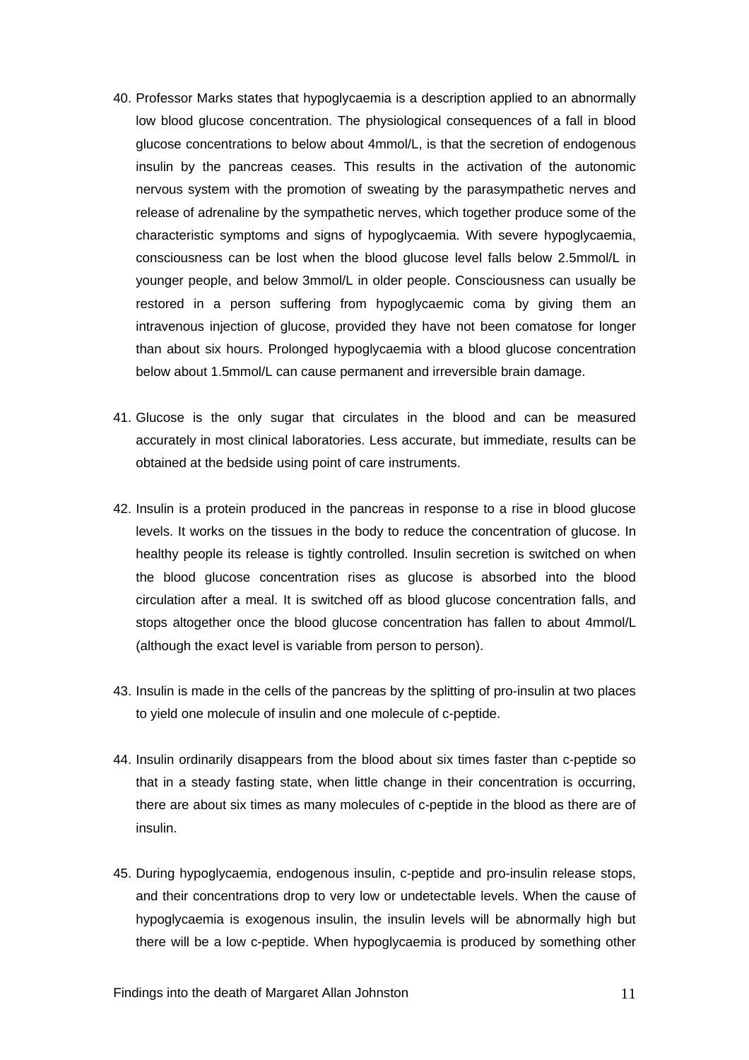40. Professor Marks states that hypoglycaemia is a description applied to an abnormally low blood glucose concentration. The physiological consequences of a fall in blood glucose concentrations to below about 4mmol/L, is that the secretion of endogenous insulin by the pancreas ceases. This results in the activation of the autonomic nervous system with the promotion of sweating by the parasympathetic nerves and release of adrenaline by the sympathetic nerves, which together produce some of the characteristic symptoms and signs of hypoglycaemia. With severe hypoglycaemia, consciousness can be lost when the blood glucose level falls below 2.5mmol/L in younger people, and below 3mmol/L in older people. Consciousness can usually be restored in a person suffering from hypoglycaemic coma by giving them an intravenous injection of glucose, provided they have not been comatose for longer than about six hours. Prolonged hypoglycaemia with a blood glucose concentration below about 1.5mmol/L can cause permanent and irreversible brain damage.

41. Glucose is the only sugar that circulates in the blood and can be measured accurately in most clinical laboratories. Less accurate, but immediate, results can be obtained at the bedside using point of care instruments.

42. Insulin is a protein produced in the pancreas in response to a rise in blood glucose levels. It works on the tissues in the body to reduce the concentration of glucose. In healthy people its release is tightly controlled. Insulin secretion is switched on when the blood glucose concentration rises as glucose is absorbed into the blood circulation after a meal. It is switched off as blood glucose concentration falls, and stops altogether once the blood glucose concentration has fallen to about 4mmol/L (although the exact level is variable from person to person).

43. Insulin is made in the cells of the pancreas by the splitting of pro-insulin at two places to yield one molecule of insulin and one molecule of c-peptide.

44. Insulin ordinarily disappears from the blood about six times faster than c-peptide so that in a steady fasting state, when little change in their concentration is occurring, there are about six times as many molecules of c-peptide in the blood as there are of insulin.

45. During hypoglycaemia, endogenous insulin, c-peptide and pro-insulin release stops, and their concentrations drop to very low or undetectable levels. When the cause of hypoglycaemia is exogenous insulin, the insulin levels will be abnormally high but there will be a low c-peptide. When hypoglycaemia is produced by something other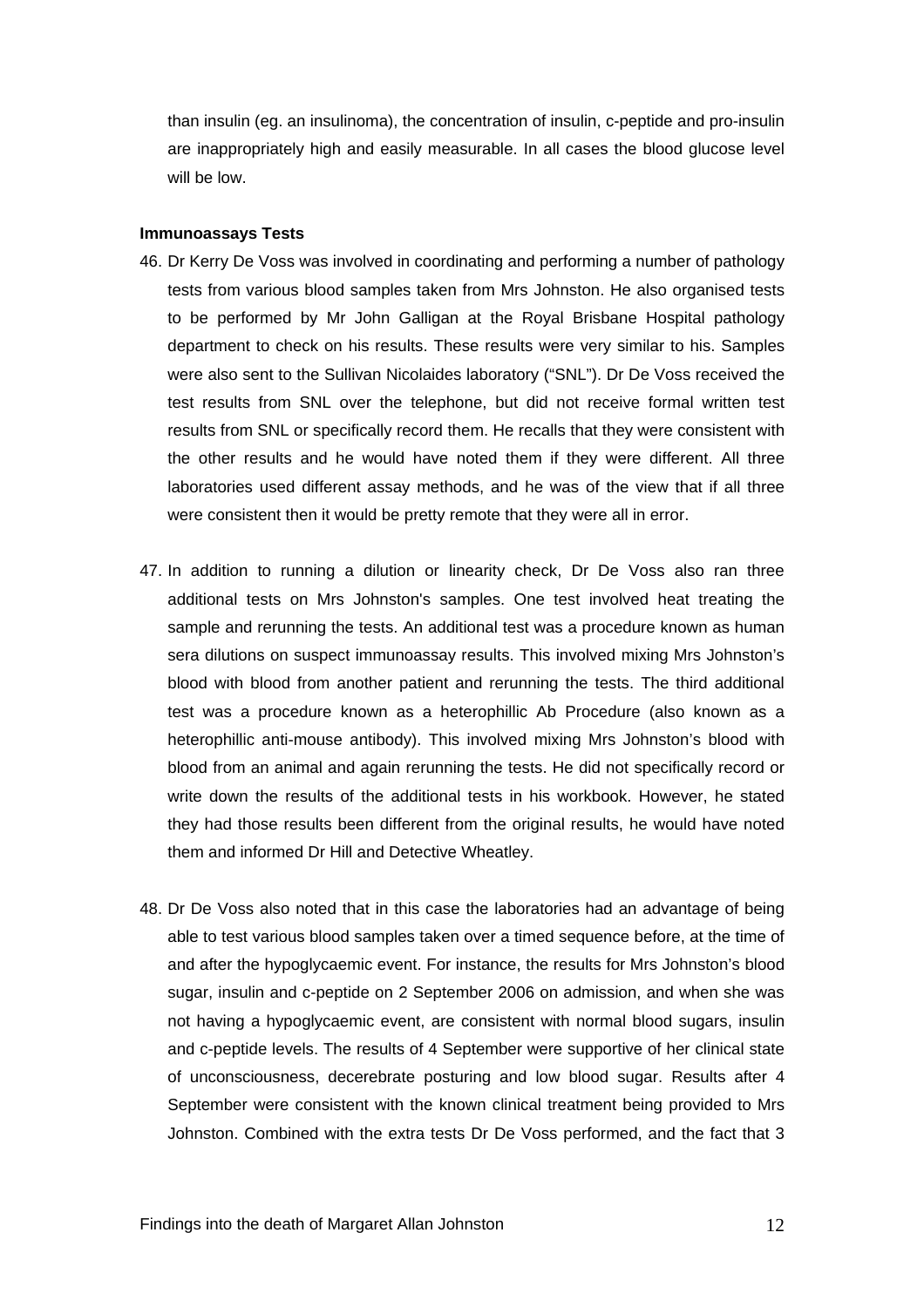than insulin (eg. an insulinoma), the concentration of insulin, c-peptide and pro-insulin are inappropriately high and easily measurable. In all cases the blood glucose level will be low.

**Immunoassays Tests**

46. Dr Kerry De Voss was involved in coordinating and performing a number of pathology tests from various blood samples taken from Mrs Johnston. He also organised tests to be performed by Mr John Galligan at the Royal Brisbane Hospital pathology department to check on his results. These results were very similar to his. Samples were also sent to the Sullivan Nicolaides laboratory ("SNL"). Dr De Voss received the test results from SNL over the telephone, but did not receive formal written test results from SNL or specifically record them. He recalls that they were consistent with the other results and he would have noted them if they were different. All three laboratories used different assay methods, and he was of the view that if all three were consistent then it would be pretty remote that they were all in error.

47. In addition to running a dilution or linearity check, Dr De Voss also ran three additional tests on Mrs Johnston's samples. One test involved heat treating the sample and rerunning the tests. An additional test was a procedure known as human sera dilutions on suspect immunoassay results. This involved mixing Mrs Johnston's blood with blood from another patient and rerunning the tests. The third additional test was a procedure known as a heterophillic Ab Procedure (also known as a heterophillic anti-mouse antibody). This involved mixing Mrs Johnston's blood with blood from an animal and again rerunning the tests. He did not specifically record or write down the results of the additional tests in his workbook. However, he stated they had those results been different from the original results, he would have noted them and informed Dr Hill and Detective Wheatley.

48. Dr De Voss also noted that in this case the laboratories had an advantage of being able to test various blood samples taken over a timed sequence before, at the time of and after the hypoglycaemic event. For instance, the results for Mrs Johnston's blood sugar, insulin and c-peptide on 2 September 2006 on admission, and when she was not having a hypoglycaemic event, are consistent with normal blood sugars, insulin and c-peptide levels. The results of 4 September were supportive of her clinical state of unconsciousness, decerebrate posturing and low blood sugar. Results after 4 September were consistent with the known clinical treatment being provided to Mrs Johnston. Combined with the extra tests Dr De Voss performed, and the fact that 3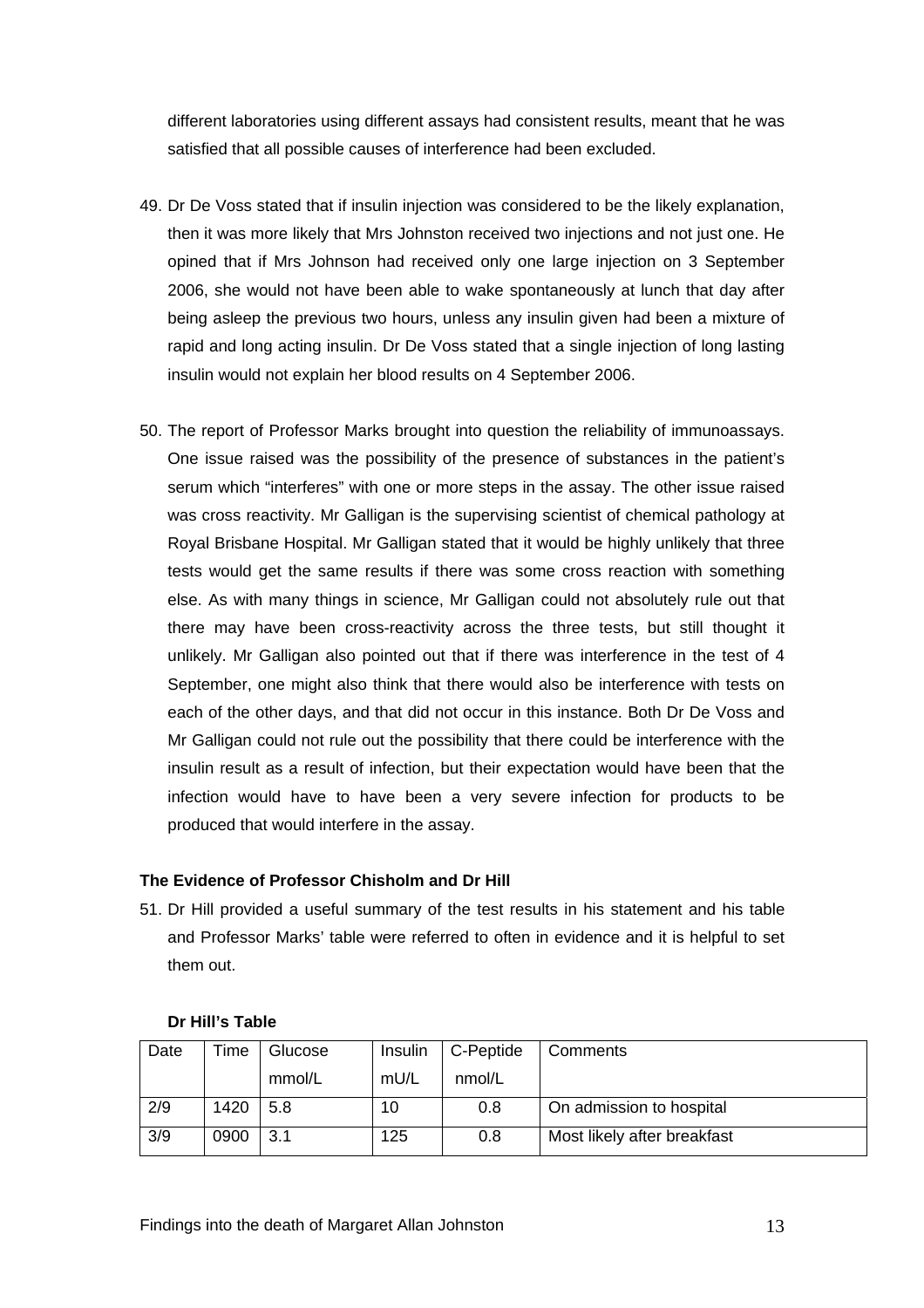different laboratories using different assays had consistent results, meant that he was satisfied that all possible causes of interference had been excluded.

49. Dr De Voss stated that if insulin injection was considered to be the likely explanation, then it was more likely that Mrs Johnston received two injections and not just one. He opined that if Mrs Johnson had received only one large injection on 3 September 2006, she would not have been able to wake spontaneously at lunch that day after being asleep the previous two hours, unless any insulin given had been a mixture of rapid and long acting insulin. Dr De Voss stated that a single injection of long lasting insulin would not explain her blood results on 4 September 2006.

50. The report of Professor Marks brought into question the reliability of immunoassays. One issue raised was the possibility of the presence of substances in the patient's serum which "interferes" with one or more steps in the assay. The other issue raised was cross reactivity. Mr Galligan is the supervising scientist of chemical pathology at Royal Brisbane Hospital. Mr Galligan stated that it would be highly unlikely that three tests would get the same results if there was some cross reaction with something else. As with many things in science, Mr Galligan could not absolutely rule out that there may have been cross-reactivity across the three tests, but still thought it unlikely. Mr Galligan also pointed out that if there was interference in the test of 4 September, one might also think that there would also be interference with tests on each of the other days, and that did not occur in this instance. Both Dr De Voss and Mr Galligan could not rule out the possibility that there could be interference with the insulin result as a result of infection, but their expectation would have been that the infection would have to have been a very severe infection for products to be produced that would interfere in the assay.

**The Evidence of Professor Chisholm and Dr Hill**

51. Dr Hill provided a useful summary of the test results in his statement and his table and Professor Marks' table were referred to often in evidence and it is helpful to set them out.

**Dr Hill's Table**

| Date | Time | Glucose mmol/L | Insulin mU/L | C-Peptide nmol/L | Comments |
|---|---|---|---|---|---|
| 2/9 | 1420 | 5.8 | 10 | 0.8 | On admission to hospital |
| 3/9 | 0900 | 3.1 | 125 | 0.8 | Most likely after breakfast |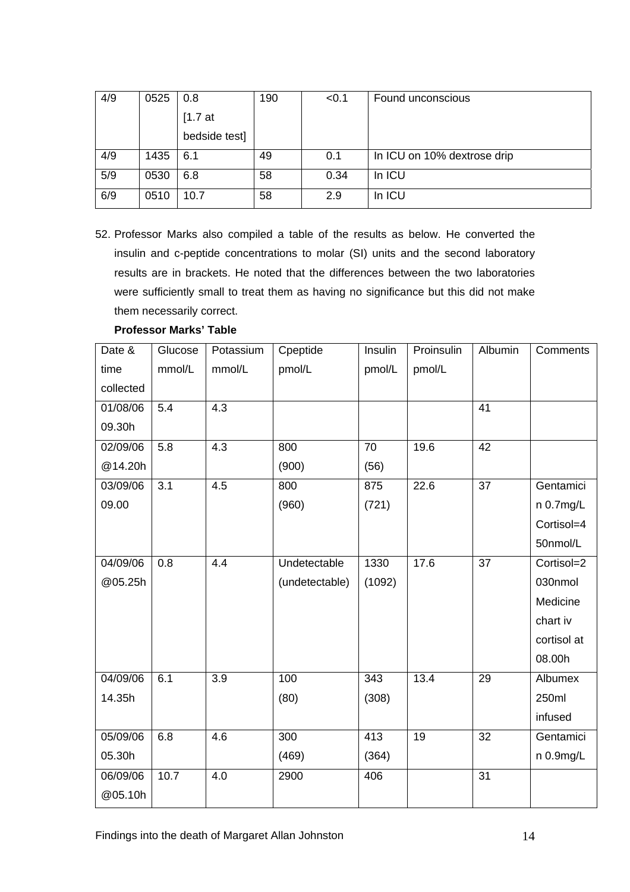| 4/9 | 0525 | 0.8 [1.7 at bedside test] | 190 | <0.1 | Found unconscious |
|---|---|---|---|---|---|
| 4/9 | 1435 | 6.1 | 49 | 0.1 | In ICU on 10% dextrose drip |
| 5/9 | 0530 | 6.8 | 58 | 0.34 | In ICU |
| 6/9 | 0510 | 10.7 | 58 | 2.9 | In ICU |

52. Professor Marks also compiled a table of the results as below. He converted the insulin and c-peptide concentrations to molar (SI) units and the second laboratory results are in brackets. He noted that the differences between the two laboratories were sufficiently small to treat them as having no significance but this did not make them necessarily correct.

**Professor Marks' Table**

| Date & time collected | Glucose mmol/L | Potassium mmol/L | Cpeptide pmol/L | Insulin pmol/L | Proinsulin pmol/L | Albumin | Comments |
|---|---|---|---|---|---|---|---|
| 01/08/06 09.30h | 5.4 | 4.3 | | | | 41 | |
| 02/09/06 @14.20h | 5.8 | 4.3 | 800 (900) | 70 (56) | 19.6 | 42 | |
| 03/09/06 09.00 | 3.1 | 4.5 | 800 (960) | 875 (721) | 22.6 | 37 | Gentamicin 0.7mg/L Cortisol=450nmol/L |
| 04/09/06 @05.25h | 0.8 | 4.4 | Undetectable (undetectable) | 1330 (1092) | 17.6 | 37 | Cortisol=2030nmol Medicine chart iv cortisol at 08.00h |
| 04/09/06 14.35h | 6.1 | 3.9 | 100 (80) | 343 (308) | 13.4 | 29 | Albumex 250ml infused |
| 05/09/06 05.30h | 6.8 | 4.6 | 300 (469) | 413 (364) | 19 | 32 | Gentamicin 0.9mg/L |
| 06/09/06 @05.10h | 10.7 | 4.0 | 2900 | 406 | | 31 | |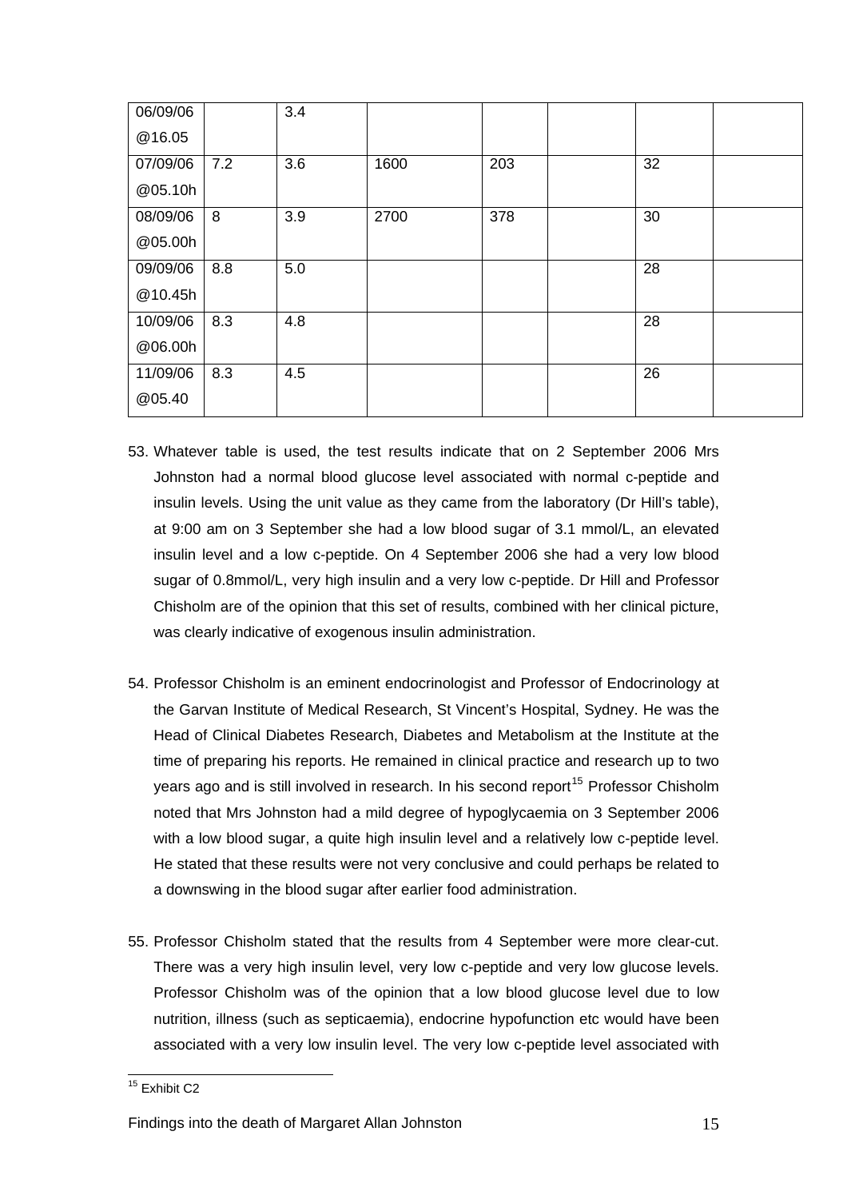| | | | | | | | |
|---|---|---|---|---|---|---|---|
| 06/09/06 @16.05 | | 3.4 | | | | | |
| 07/09/06 @05.10h | 7.2 | 3.6 | 1600 | 203 | | 32 | |
| 08/09/06 @05.00h | 8 | 3.9 | 2700 | 378 | | 30 | |
| 09/09/06 @10.45h | 8.8 | 5.0 | | | | 28 | |
| 10/09/06 @06.00h | 8.3 | 4.8 | | | | 28 | |
| 11/09/06 @05.40 | 8.3 | 4.5 | | | | 26 | |

53. Whatever table is used, the test results indicate that on 2 September 2006 Mrs Johnston had a normal blood glucose level associated with normal c-peptide and insulin levels. Using the unit value as they came from the laboratory (Dr Hill's table), at 9:00 am on 3 September she had a low blood sugar of 3.1 mmol/L, an elevated insulin level and a low c-peptide. On 4 September 2006 she had a very low blood sugar of 0.8mmol/L, very high insulin and a very low c-peptide. Dr Hill and Professor Chisholm are of the opinion that this set of results, combined with her clinical picture, was clearly indicative of exogenous insulin administration.

54. Professor Chisholm is an eminent endocrinologist and Professor of Endocrinology at the Garvan Institute of Medical Research, St Vincent's Hospital, Sydney. He was the Head of Clinical Diabetes Research, Diabetes and Metabolism at the Institute at the time of preparing his reports. He remained in clinical practice and research up to two years ago and is still involved in research. In his second report[15] Professor Chisholm noted that Mrs Johnston had a mild degree of hypoglycaemia on 3 September 2006 with a low blood sugar, a quite high insulin level and a relatively low c-peptide level. He stated that these results were not very conclusive and could perhaps be related to a downswing in the blood sugar after earlier food administration.

55. Professor Chisholm stated that the results from 4 September were more clear-cut. There was a very high insulin level, very low c-peptide and very low glucose levels. Professor Chisholm was of the opinion that a low blood glucose level due to low nutrition, illness (such as septicaemia), endocrine hypofunction etc would have been associated with a very low insulin level. The very low c-peptide level associated with

[15] Exhibit C2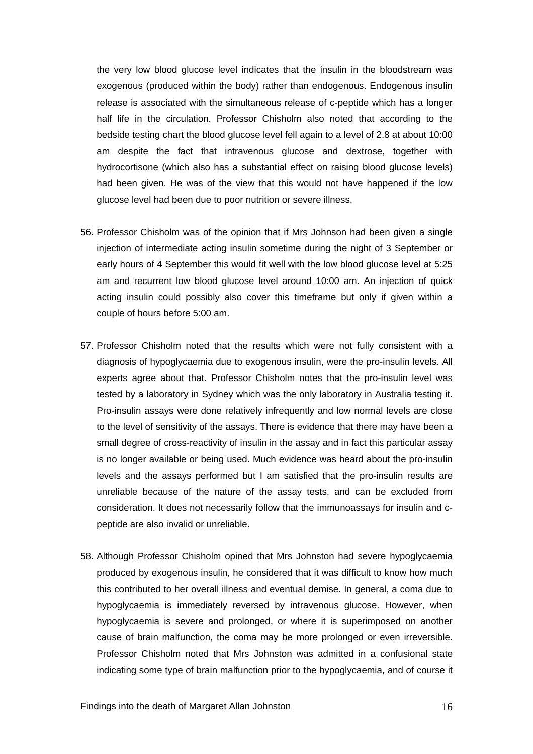the very low blood glucose level indicates that the insulin in the bloodstream was exogenous (produced within the body) rather than endogenous. Endogenous insulin release is associated with the simultaneous release of c-peptide which has a longer half life in the circulation. Professor Chisholm also noted that according to the bedside testing chart the blood glucose level fell again to a level of 2.8 at about 10:00 am despite the fact that intravenous glucose and dextrose, together with hydrocortisone (which also has a substantial effect on raising blood glucose levels) had been given. He was of the view that this would not have happened if the low glucose level had been due to poor nutrition or severe illness.

56. Professor Chisholm was of the opinion that if Mrs Johnson had been given a single injection of intermediate acting insulin sometime during the night of 3 September or early hours of 4 September this would fit well with the low blood glucose level at 5:25 am and recurrent low blood glucose level around 10:00 am. An injection of quick acting insulin could possibly also cover this timeframe but only if given within a couple of hours before 5:00 am.

57. Professor Chisholm noted that the results which were not fully consistent with a diagnosis of hypoglycaemia due to exogenous insulin, were the pro-insulin levels. All experts agree about that. Professor Chisholm notes that the pro-insulin level was tested by a laboratory in Sydney which was the only laboratory in Australia testing it. Pro-insulin assays were done relatively infrequently and low normal levels are close to the level of sensitivity of the assays. There is evidence that there may have been a small degree of cross-reactivity of insulin in the assay and in fact this particular assay is no longer available or being used. Much evidence was heard about the pro-insulin levels and the assays performed but I am satisfied that the pro-insulin results are unreliable because of the nature of the assay tests, and can be excluded from consideration. It does not necessarily follow that the immunoassays for insulin and c-peptide are also invalid or unreliable.

58. Although Professor Chisholm opined that Mrs Johnston had severe hypoglycaemia produced by exogenous insulin, he considered that it was difficult to know how much this contributed to her overall illness and eventual demise. In general, a coma due to hypoglycaemia is immediately reversed by intravenous glucose. However, when hypoglycaemia is severe and prolonged, or where it is superimposed on another cause of brain malfunction, the coma may be more prolonged or even irreversible. Professor Chisholm noted that Mrs Johnston was admitted in a confusional state indicating some type of brain malfunction prior to the hypoglycaemia, and of course it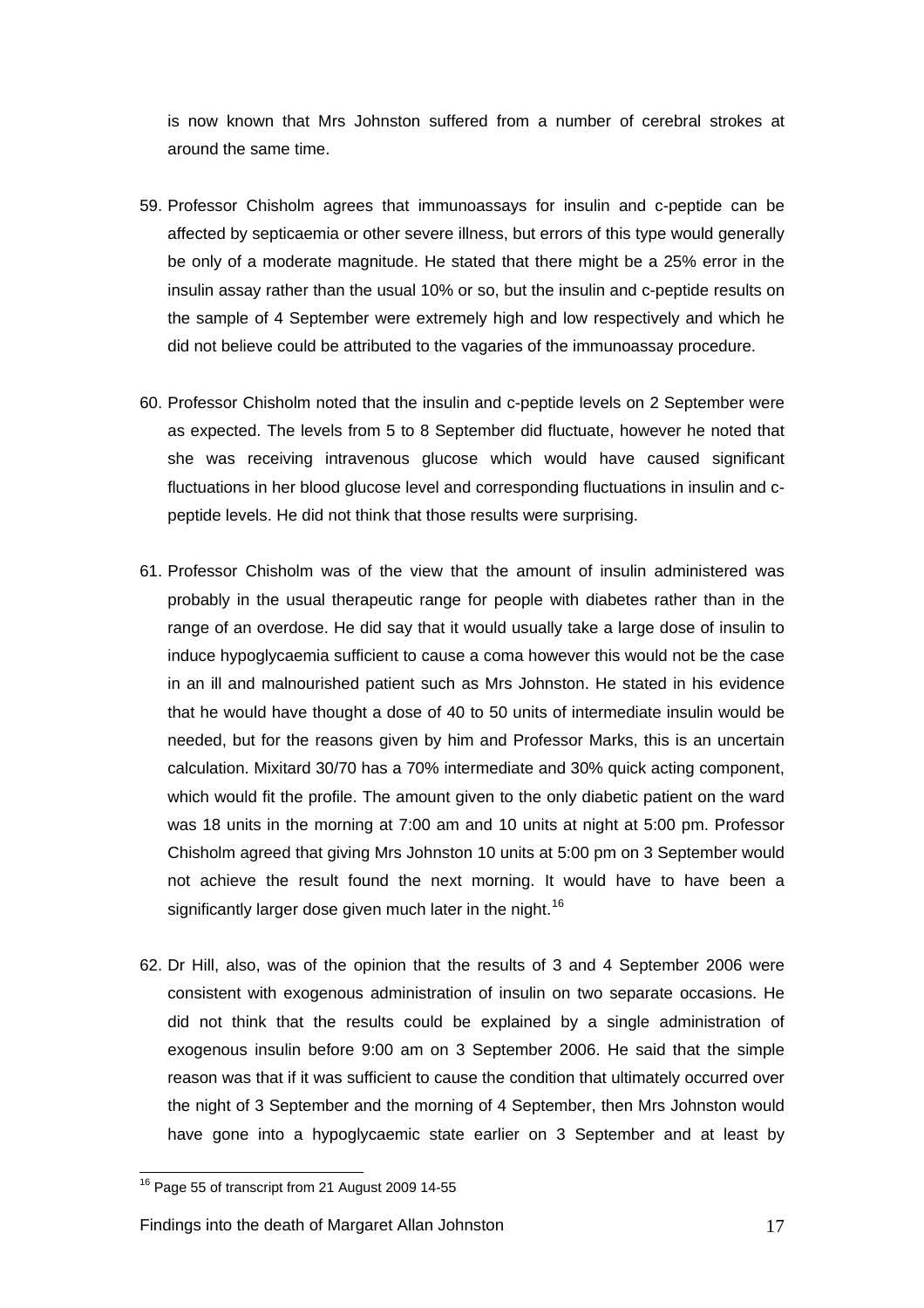is now known that Mrs Johnston suffered from a number of cerebral strokes at around the same time.

59. Professor Chisholm agrees that immunoassays for insulin and c-peptide can be affected by septicaemia or other severe illness, but errors of this type would generally be only of a moderate magnitude. He stated that there might be a 25% error in the insulin assay rather than the usual 10% or so, but the insulin and c-peptide results on the sample of 4 September were extremely high and low respectively and which he did not believe could be attributed to the vagaries of the immunoassay procedure.

60. Professor Chisholm noted that the insulin and c-peptide levels on 2 September were as expected. The levels from 5 to 8 September did fluctuate, however he noted that she was receiving intravenous glucose which would have caused significant fluctuations in her blood glucose level and corresponding fluctuations in insulin and c-peptide levels. He did not think that those results were surprising.

61. Professor Chisholm was of the view that the amount of insulin administered was probably in the usual therapeutic range for people with diabetes rather than in the range of an overdose. He did say that it would usually take a large dose of insulin to induce hypoglycaemia sufficient to cause a coma however this would not be the case in an ill and malnourished patient such as Mrs Johnston. He stated in his evidence that he would have thought a dose of 40 to 50 units of intermediate insulin would be needed, but for the reasons given by him and Professor Marks, this is an uncertain calculation. Mixitard 30/70 has a 70% intermediate and 30% quick acting component, which would fit the profile. The amount given to the only diabetic patient on the ward was 18 units in the morning at 7:00 am and 10 units at night at 5:00 pm. Professor Chisholm agreed that giving Mrs Johnston 10 units at 5:00 pm on 3 September would not achieve the result found the next morning. It would have to have been a significantly larger dose given much later in the night.[16]

62. Dr Hill, also, was of the opinion that the results of 3 and 4 September 2006 were consistent with exogenous administration of insulin on two separate occasions. He did not think that the results could be explained by a single administration of exogenous insulin before 9:00 am on 3 September 2006. He said that the simple reason was that if it was sufficient to cause the condition that ultimately occurred over the night of 3 September and the morning of 4 September, then Mrs Johnston would have gone into a hypoglycaemic state earlier on 3 September and at least by

[16] Page 55 of transcript from 21 August 2009 14-55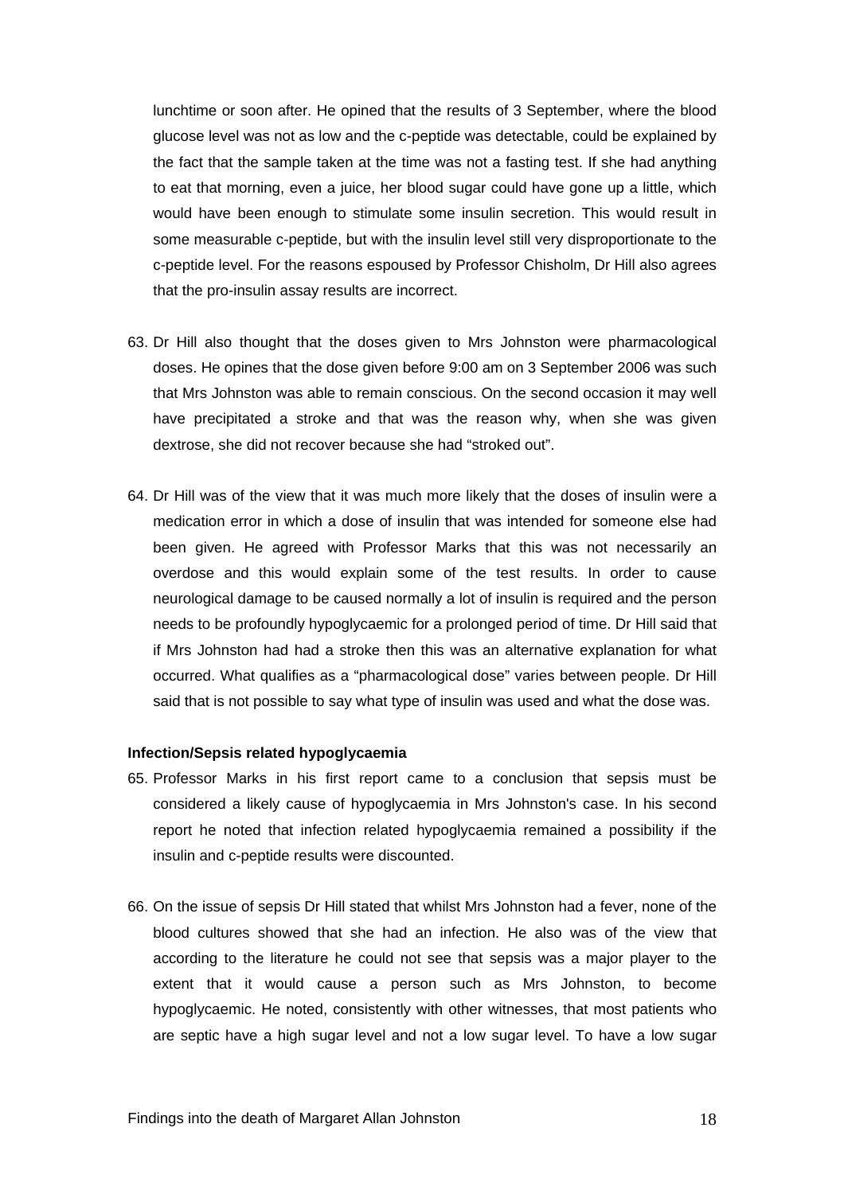lunchtime or soon after. He opined that the results of 3 September, where the blood glucose level was not as low and the c-peptide was detectable, could be explained by the fact that the sample taken at the time was not a fasting test. If she had anything to eat that morning, even a juice, her blood sugar could have gone up a little, which would have been enough to stimulate some insulin secretion. This would result in some measurable c-peptide, but with the insulin level still very disproportionate to the c-peptide level. For the reasons espoused by Professor Chisholm, Dr Hill also agrees that the pro-insulin assay results are incorrect.

63. Dr Hill also thought that the doses given to Mrs Johnston were pharmacological doses. He opines that the dose given before 9:00 am on 3 September 2006 was such that Mrs Johnston was able to remain conscious. On the second occasion it may well have precipitated a stroke and that was the reason why, when she was given dextrose, she did not recover because she had "stroked out".

64. Dr Hill was of the view that it was much more likely that the doses of insulin were a medication error in which a dose of insulin that was intended for someone else had been given. He agreed with Professor Marks that this was not necessarily an overdose and this would explain some of the test results. In order to cause neurological damage to be caused normally a lot of insulin is required and the person needs to be profoundly hypoglycaemic for a prolonged period of time. Dr Hill said that if Mrs Johnston had had a stroke then this was an alternative explanation for what occurred. What qualifies as a "pharmacological dose" varies between people. Dr Hill said that is not possible to say what type of insulin was used and what the dose was.

**Infection/Sepsis related hypoglycaemia**

65. Professor Marks in his first report came to a conclusion that sepsis must be considered a likely cause of hypoglycaemia in Mrs Johnston's case. In his second report he noted that infection related hypoglycaemia remained a possibility if the insulin and c-peptide results were discounted.

66. On the issue of sepsis Dr Hill stated that whilst Mrs Johnston had a fever, none of the blood cultures showed that she had an infection. He also was of the view that according to the literature he could not see that sepsis was a major player to the extent that it would cause a person such as Mrs Johnston, to become hypoglycaemic. He noted, consistently with other witnesses, that most patients who are septic have a high sugar level and not a low sugar level. To have a low sugar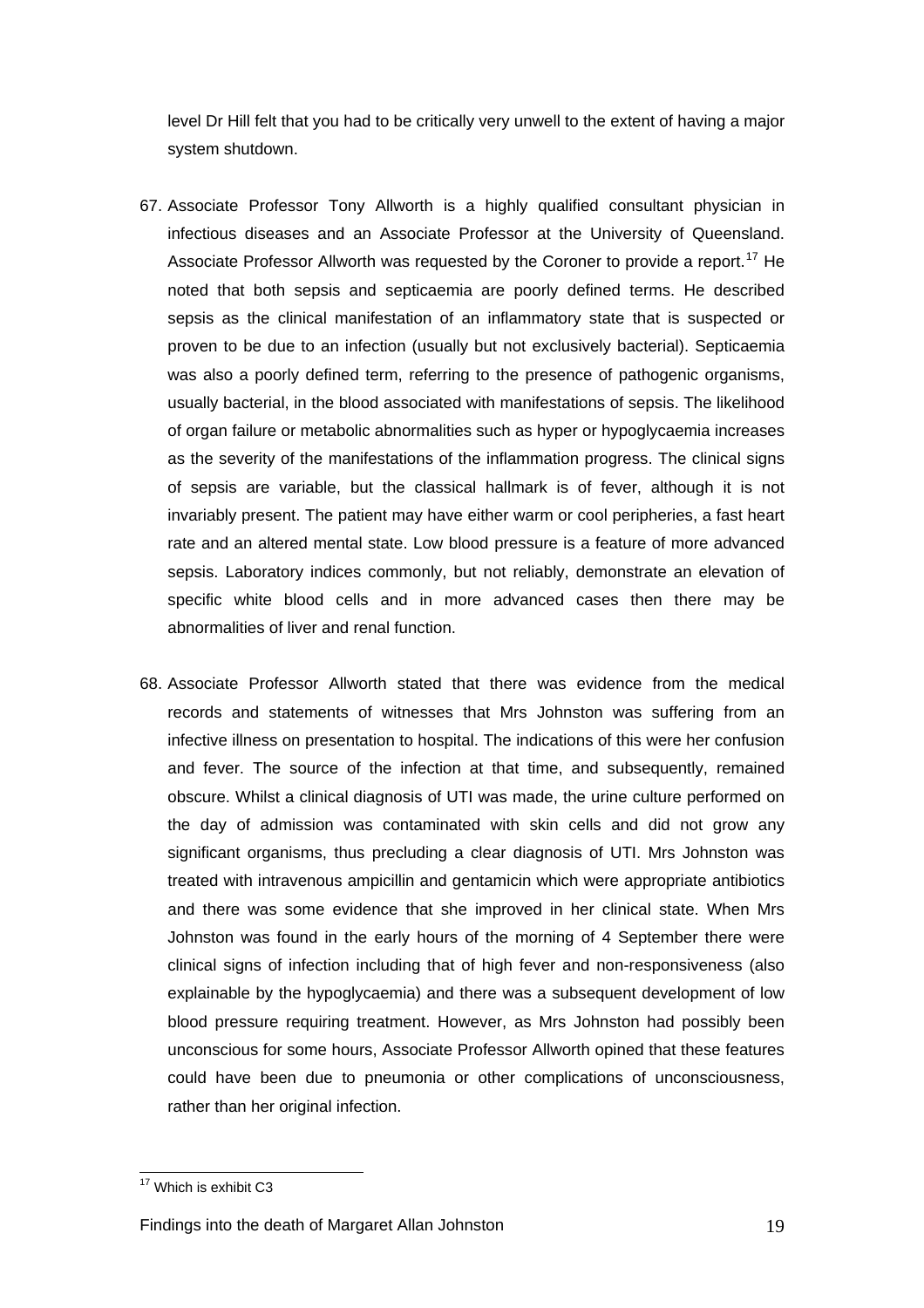level Dr Hill felt that you had to be critically very unwell to the extent of having a major system shutdown.

67. Associate Professor Tony Allworth is a highly qualified consultant physician in infectious diseases and an Associate Professor at the University of Queensland. Associate Professor Allworth was requested by the Coroner to provide a report.[17] He noted that both sepsis and septicaemia are poorly defined terms. He described sepsis as the clinical manifestation of an inflammatory state that is suspected or proven to be due to an infection (usually but not exclusively bacterial). Septicaemia was also a poorly defined term, referring to the presence of pathogenic organisms, usually bacterial, in the blood associated with manifestations of sepsis. The likelihood of organ failure or metabolic abnormalities such as hyper or hypoglycaemia increases as the severity of the manifestations of the inflammation progress. The clinical signs of sepsis are variable, but the classical hallmark is of fever, although it is not invariably present. The patient may have either warm or cool peripheries, a fast heart rate and an altered mental state. Low blood pressure is a feature of more advanced sepsis. Laboratory indices commonly, but not reliably, demonstrate an elevation of specific white blood cells and in more advanced cases then there may be abnormalities of liver and renal function.

68. Associate Professor Allworth stated that there was evidence from the medical records and statements of witnesses that Mrs Johnston was suffering from an infective illness on presentation to hospital. The indications of this were her confusion and fever. The source of the infection at that time, and subsequently, remained obscure. Whilst a clinical diagnosis of UTI was made, the urine culture performed on the day of admission was contaminated with skin cells and did not grow any significant organisms, thus precluding a clear diagnosis of UTI. Mrs Johnston was treated with intravenous ampicillin and gentamicin which were appropriate antibiotics and there was some evidence that she improved in her clinical state. When Mrs Johnston was found in the early hours of the morning of 4 September there were clinical signs of infection including that of high fever and non-responsiveness (also explainable by the hypoglycaemia) and there was a subsequent development of low blood pressure requiring treatment. However, as Mrs Johnston had possibly been unconscious for some hours, Associate Professor Allworth opined that these features could have been due to pneumonia or other complications of unconsciousness, rather than her original infection.

[17] Which is exhibit C3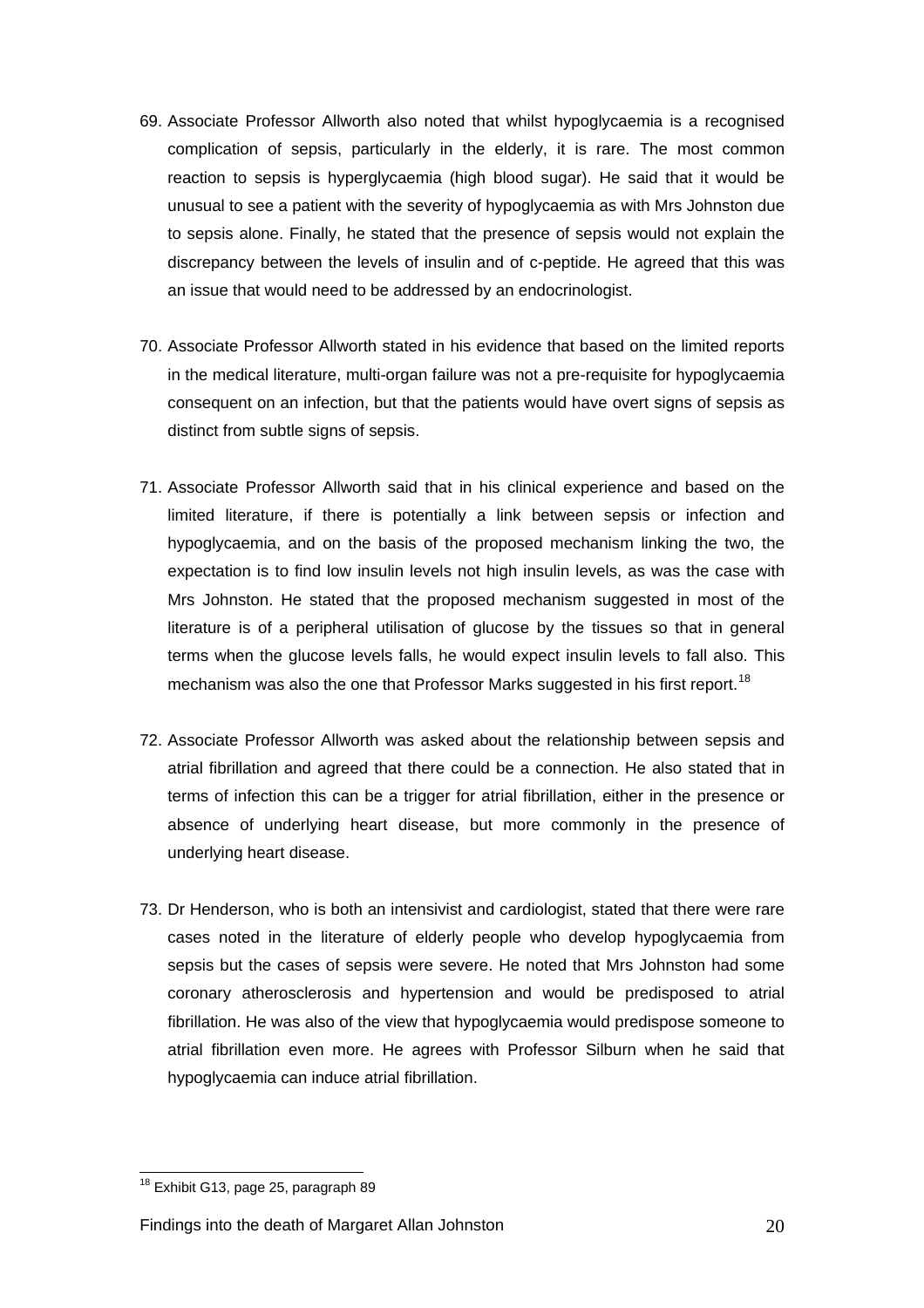69. Associate Professor Allworth also noted that whilst hypoglycaemia is a recognised complication of sepsis, particularly in the elderly, it is rare. The most common reaction to sepsis is hyperglycaemia (high blood sugar). He said that it would be unusual to see a patient with the severity of hypoglycaemia as with Mrs Johnston due to sepsis alone. Finally, he stated that the presence of sepsis would not explain the discrepancy between the levels of insulin and of c-peptide. He agreed that this was an issue that would need to be addressed by an endocrinologist.

70. Associate Professor Allworth stated in his evidence that based on the limited reports in the medical literature, multi-organ failure was not a pre-requisite for hypoglycaemia consequent on an infection, but that the patients would have overt signs of sepsis as distinct from subtle signs of sepsis.

71. Associate Professor Allworth said that in his clinical experience and based on the limited literature, if there is potentially a link between sepsis or infection and hypoglycaemia, and on the basis of the proposed mechanism linking the two, the expectation is to find low insulin levels not high insulin levels, as was the case with Mrs Johnston. He stated that the proposed mechanism suggested in most of the literature is of a peripheral utilisation of glucose by the tissues so that in general terms when the glucose levels falls, he would expect insulin levels to fall also. This mechanism was also the one that Professor Marks suggested in his first report.[18]

72. Associate Professor Allworth was asked about the relationship between sepsis and atrial fibrillation and agreed that there could be a connection. He also stated that in terms of infection this can be a trigger for atrial fibrillation, either in the presence or absence of underlying heart disease, but more commonly in the presence of underlying heart disease.

73. Dr Henderson, who is both an intensivist and cardiologist, stated that there were rare cases noted in the literature of elderly people who develop hypoglycaemia from sepsis but the cases of sepsis were severe. He noted that Mrs Johnston had some coronary atherosclerosis and hypertension and would be predisposed to atrial fibrillation. He was also of the view that hypoglycaemia would predispose someone to atrial fibrillation even more. He agrees with Professor Silburn when he said that hypoglycaemia can induce atrial fibrillation.

---

[18] Exhibit G13, page 25, paragraph 89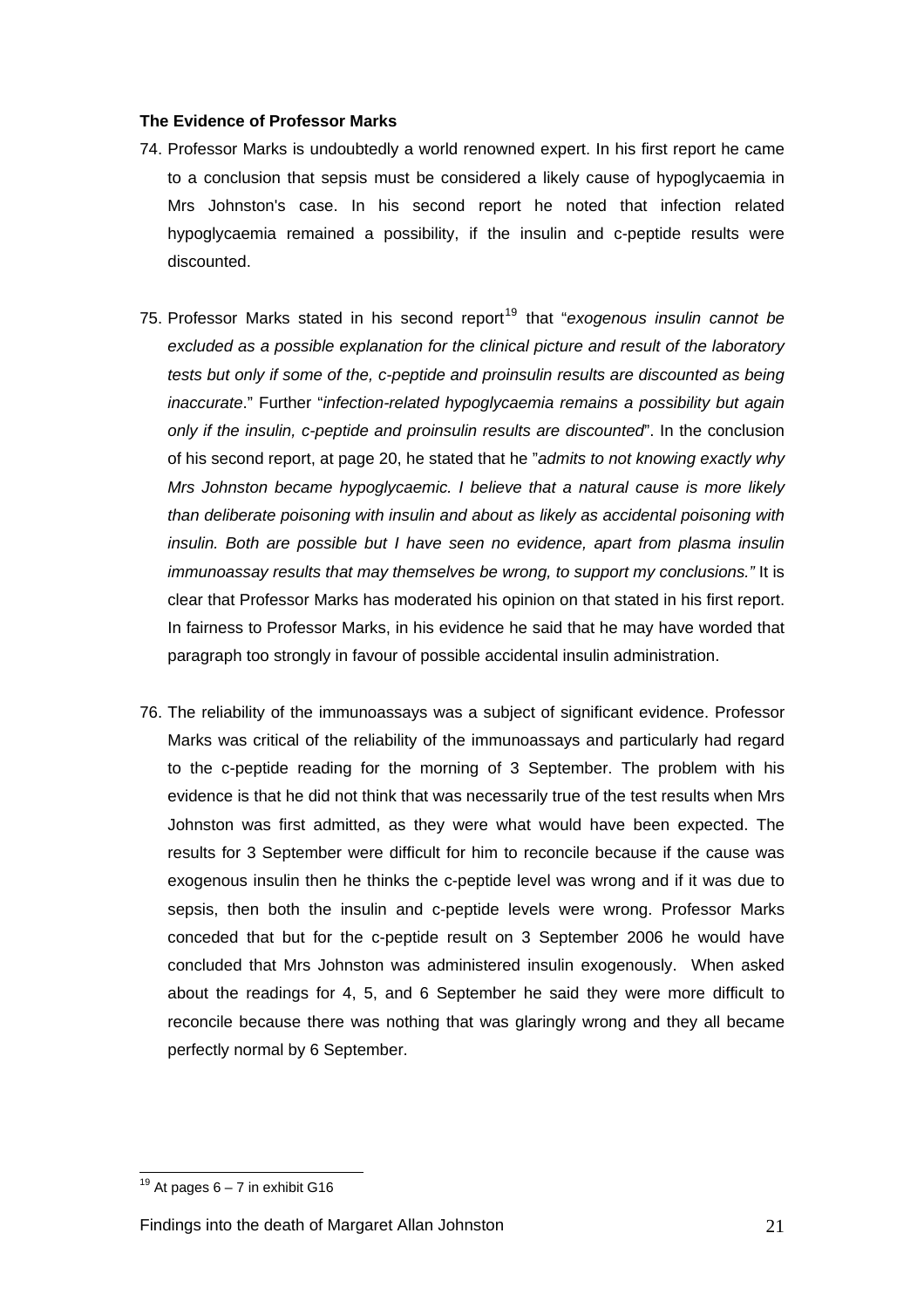**The Evidence of Professor Marks**

74. Professor Marks is undoubtedly a world renowned expert. In his first report he came to a conclusion that sepsis must be considered a likely cause of hypoglycaemia in Mrs Johnston's case. In his second report he noted that infection related hypoglycaemia remained a possibility, if the insulin and c-peptide results were discounted.

75. Professor Marks stated in his second report[19] that "*exogenous insulin cannot be excluded as a possible explanation for the clinical picture and result of the laboratory tests but only if some of the, c-peptide and proinsulin results are discounted as being inaccurate*." Further "*infection-related hypoglycaemia remains a possibility but again only if the insulin, c-peptide and proinsulin results are discounted*". In the conclusion of his second report, at page 20, he stated that he "*admits to not knowing exactly why Mrs Johnston became hypoglycaemic. I believe that a natural cause is more likely than deliberate poisoning with insulin and about as likely as accidental poisoning with insulin. Both are possible but I have seen no evidence, apart from plasma insulin immunoassay results that may themselves be wrong, to support my conclusions."* It is clear that Professor Marks has moderated his opinion on that stated in his first report. In fairness to Professor Marks, in his evidence he said that he may have worded that paragraph too strongly in favour of possible accidental insulin administration.

76. The reliability of the immunoassays was a subject of significant evidence. Professor Marks was critical of the reliability of the immunoassays and particularly had regard to the c-peptide reading for the morning of 3 September. The problem with his evidence is that he did not think that was necessarily true of the test results when Mrs Johnston was first admitted, as they were what would have been expected. The results for 3 September were difficult for him to reconcile because if the cause was exogenous insulin then he thinks the c-peptide level was wrong and if it was due to sepsis, then both the insulin and c-peptide levels were wrong. Professor Marks conceded that but for the c-peptide result on 3 September 2006 he would have concluded that Mrs Johnston was administered insulin exogenously. When asked about the readings for 4, 5, and 6 September he said they were more difficult to reconcile because there was nothing that was glaringly wrong and they all became perfectly normal by 6 September.

---

[19] At pages 6 – 7 in exhibit G16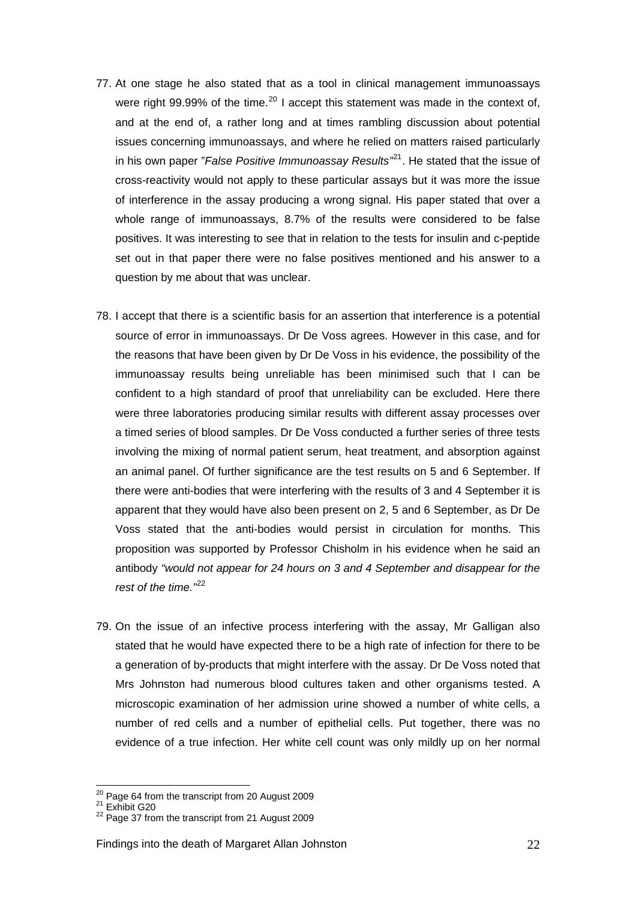77. At one stage he also stated that as a tool in clinical management immunoassays were right 99.99% of the time.[20] I accept this statement was made in the context of, and at the end of, a rather long and at times rambling discussion about potential issues concerning immunoassays, and where he relied on matters raised particularly in his own paper "*False Positive Immunoassay Results"*[21]. He stated that the issue of cross-reactivity would not apply to these particular assays but it was more the issue of interference in the assay producing a wrong signal. His paper stated that over a whole range of immunoassays, 8.7% of the results were considered to be false positives. It was interesting to see that in relation to the tests for insulin and c-peptide set out in that paper there were no false positives mentioned and his answer to a question by me about that was unclear.

78. I accept that there is a scientific basis for an assertion that interference is a potential source of error in immunoassays. Dr De Voss agrees. However in this case, and for the reasons that have been given by Dr De Voss in his evidence, the possibility of the immunoassay results being unreliable has been minimised such that I can be confident to a high standard of proof that unreliability can be excluded. Here there were three laboratories producing similar results with different assay processes over a timed series of blood samples. Dr De Voss conducted a further series of three tests involving the mixing of normal patient serum, heat treatment, and absorption against an animal panel. Of further significance are the test results on 5 and 6 September. If there were anti-bodies that were interfering with the results of 3 and 4 September it is apparent that they would have also been present on 2, 5 and 6 September, as Dr De Voss stated that the anti-bodies would persist in circulation for months. This proposition was supported by Professor Chisholm in his evidence when he said an antibody *"would not appear for 24 hours on 3 and 4 September and disappear for the rest of the time."*[22]

79. On the issue of an infective process interfering with the assay, Mr Galligan also stated that he would have expected there to be a high rate of infection for there to be a generation of by-products that might interfere with the assay. Dr De Voss noted that Mrs Johnston had numerous blood cultures taken and other organisms tested. A microscopic examination of her admission urine showed a number of white cells, a number of red cells and a number of epithelial cells. Put together, there was no evidence of a true infection. Her white cell count was only mildly up on her normal

---

[20] Page 64 from the transcript from 20 August 2009
[21] Exhibit G20
[22] Page 37 from the transcript from 21 August 2009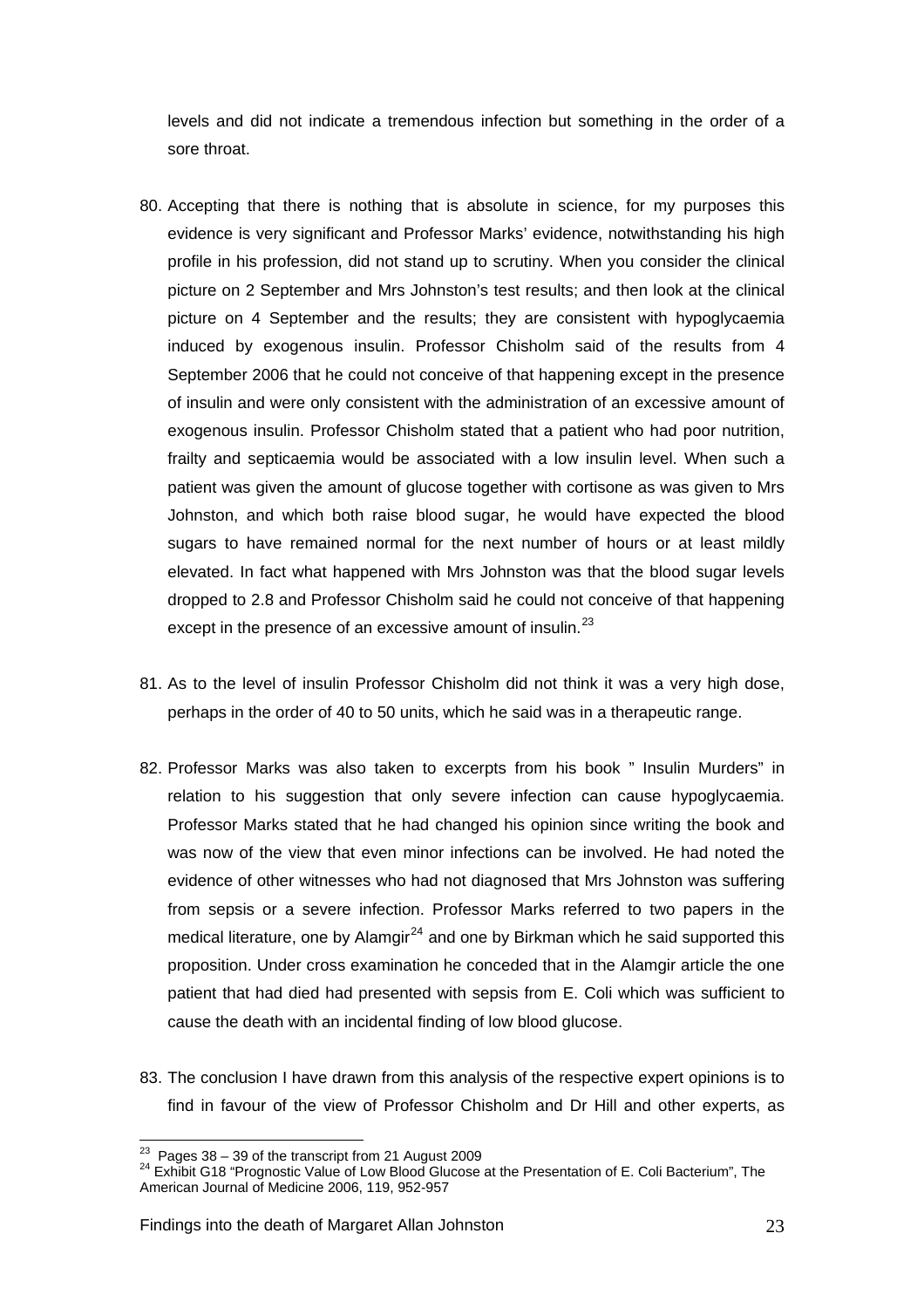levels and did not indicate a tremendous infection but something in the order of a sore throat.

80. Accepting that there is nothing that is absolute in science, for my purposes this evidence is very significant and Professor Marks' evidence, notwithstanding his high profile in his profession, did not stand up to scrutiny. When you consider the clinical picture on 2 September and Mrs Johnston's test results; and then look at the clinical picture on 4 September and the results; they are consistent with hypoglycaemia induced by exogenous insulin. Professor Chisholm said of the results from 4 September 2006 that he could not conceive of that happening except in the presence of insulin and were only consistent with the administration of an excessive amount of exogenous insulin. Professor Chisholm stated that a patient who had poor nutrition, frailty and septicaemia would be associated with a low insulin level. When such a patient was given the amount of glucose together with cortisone as was given to Mrs Johnston, and which both raise blood sugar, he would have expected the blood sugars to have remained normal for the next number of hours or at least mildly elevated. In fact what happened with Mrs Johnston was that the blood sugar levels dropped to 2.8 and Professor Chisholm said he could not conceive of that happening except in the presence of an excessive amount of insulin.[23]

81. As to the level of insulin Professor Chisholm did not think it was a very high dose, perhaps in the order of 40 to 50 units, which he said was in a therapeutic range.

82. Professor Marks was also taken to excerpts from his book " Insulin Murders" in relation to his suggestion that only severe infection can cause hypoglycaemia. Professor Marks stated that he had changed his opinion since writing the book and was now of the view that even minor infections can be involved. He had noted the evidence of other witnesses who had not diagnosed that Mrs Johnston was suffering from sepsis or a severe infection. Professor Marks referred to two papers in the medical literature, one by Alamgir[24] and one by Birkman which he said supported this proposition. Under cross examination he conceded that in the Alamgir article the one patient that had died had presented with sepsis from E. Coli which was sufficient to cause the death with an incidental finding of low blood glucose.

83. The conclusion I have drawn from this analysis of the respective expert opinions is to find in favour of the view of Professor Chisholm and Dr Hill and other experts, as

[23] Pages 38 – 39 of the transcript from 21 August 2009

[24] Exhibit G18 "Prognostic Value of Low Blood Glucose at the Presentation of E. Coli Bacterium", The American Journal of Medicine 2006, 119, 952-957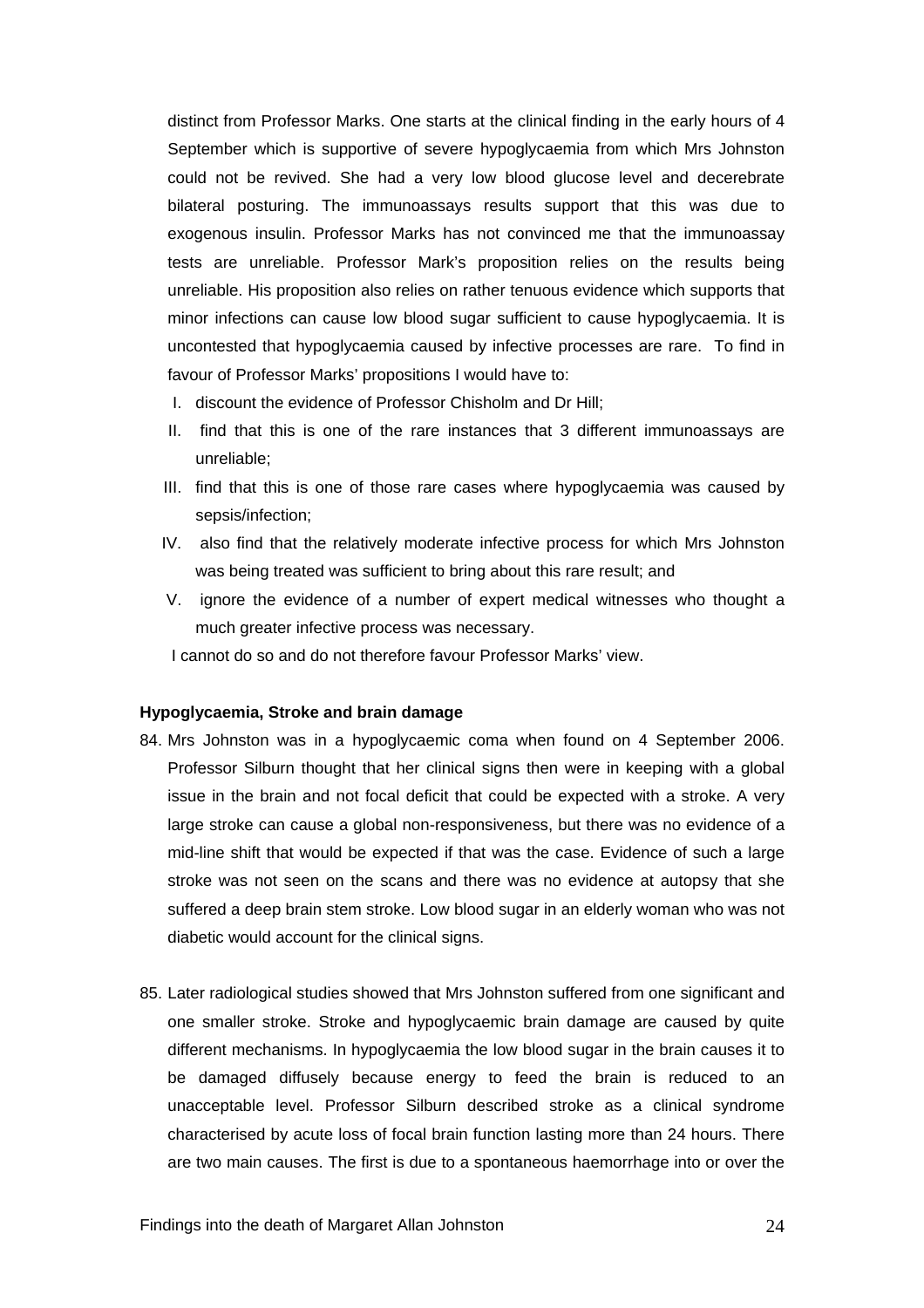distinct from Professor Marks. One starts at the clinical finding in the early hours of 4 September which is supportive of severe hypoglycaemia from which Mrs Johnston could not be revived. She had a very low blood glucose level and decerebrate bilateral posturing. The immunoassays results support that this was due to exogenous insulin. Professor Marks has not convinced me that the immunoassay tests are unreliable. Professor Mark's proposition relies on the results being unreliable. His proposition also relies on rather tenuous evidence which supports that minor infections can cause low blood sugar sufficient to cause hypoglycaemia. It is uncontested that hypoglycaemia caused by infective processes are rare. To find in favour of Professor Marks' propositions I would have to:

I. discount the evidence of Professor Chisholm and Dr Hill;
II. find that this is one of the rare instances that 3 different immunoassays are unreliable;
III. find that this is one of those rare cases where hypoglycaemia was caused by sepsis/infection;
IV. also find that the relatively moderate infective process for which Mrs Johnston was being treated was sufficient to bring about this rare result; and
V. ignore the evidence of a number of expert medical witnesses who thought a much greater infective process was necessary.

I cannot do so and do not therefore favour Professor Marks' view.

**Hypoglycaemia, Stroke and brain damage**

84. Mrs Johnston was in a hypoglycaemic coma when found on 4 September 2006. Professor Silburn thought that her clinical signs then were in keeping with a global issue in the brain and not focal deficit that could be expected with a stroke. A very large stroke can cause a global non-responsiveness, but there was no evidence of a mid-line shift that would be expected if that was the case. Evidence of such a large stroke was not seen on the scans and there was no evidence at autopsy that she suffered a deep brain stem stroke. Low blood sugar in an elderly woman who was not diabetic would account for the clinical signs.

85. Later radiological studies showed that Mrs Johnston suffered from one significant and one smaller stroke. Stroke and hypoglycaemic brain damage are caused by quite different mechanisms. In hypoglycaemia the low blood sugar in the brain causes it to be damaged diffusely because energy to feed the brain is reduced to an unacceptable level. Professor Silburn described stroke as a clinical syndrome characterised by acute loss of focal brain function lasting more than 24 hours. There are two main causes. The first is due to a spontaneous haemorrhage into or over the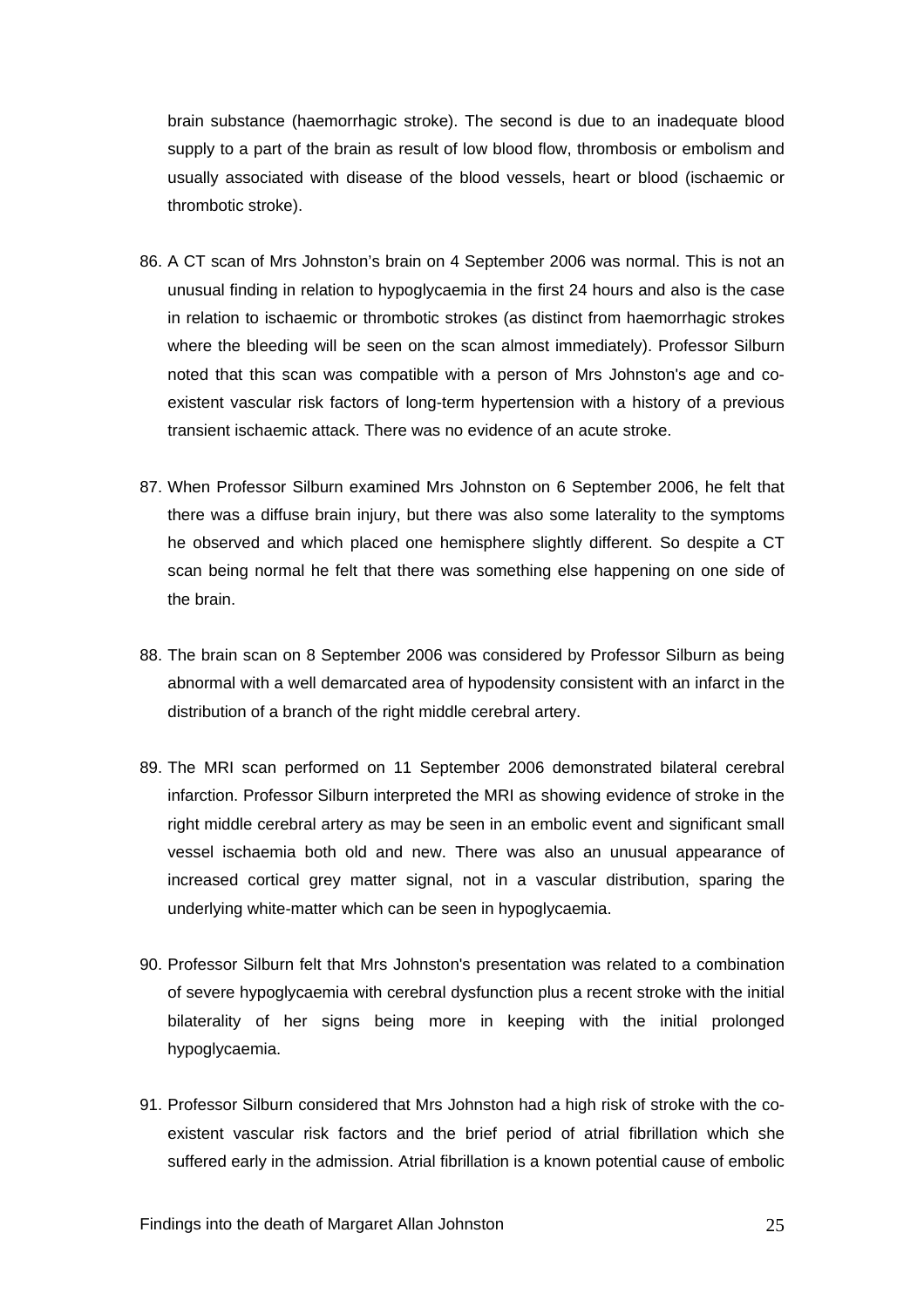brain substance (haemorrhagic stroke). The second is due to an inadequate blood supply to a part of the brain as result of low blood flow, thrombosis or embolism and usually associated with disease of the blood vessels, heart or blood (ischaemic or thrombotic stroke).

86. A CT scan of Mrs Johnston's brain on 4 September 2006 was normal. This is not an unusual finding in relation to hypoglycaemia in the first 24 hours and also is the case in relation to ischaemic or thrombotic strokes (as distinct from haemorrhagic strokes where the bleeding will be seen on the scan almost immediately). Professor Silburn noted that this scan was compatible with a person of Mrs Johnston's age and co-existent vascular risk factors of long-term hypertension with a history of a previous transient ischaemic attack. There was no evidence of an acute stroke.

87. When Professor Silburn examined Mrs Johnston on 6 September 2006, he felt that there was a diffuse brain injury, but there was also some laterality to the symptoms he observed and which placed one hemisphere slightly different. So despite a CT scan being normal he felt that there was something else happening on one side of the brain.

88. The brain scan on 8 September 2006 was considered by Professor Silburn as being abnormal with a well demarcated area of hypodensity consistent with an infarct in the distribution of a branch of the right middle cerebral artery.

89. The MRI scan performed on 11 September 2006 demonstrated bilateral cerebral infarction. Professor Silburn interpreted the MRI as showing evidence of stroke in the right middle cerebral artery as may be seen in an embolic event and significant small vessel ischaemia both old and new. There was also an unusual appearance of increased cortical grey matter signal, not in a vascular distribution, sparing the underlying white-matter which can be seen in hypoglycaemia.

90. Professor Silburn felt that Mrs Johnston's presentation was related to a combination of severe hypoglycaemia with cerebral dysfunction plus a recent stroke with the initial bilaterality of her signs being more in keeping with the initial prolonged hypoglycaemia.

91. Professor Silburn considered that Mrs Johnston had a high risk of stroke with the co-existent vascular risk factors and the brief period of atrial fibrillation which she suffered early in the admission. Atrial fibrillation is a known potential cause of embolic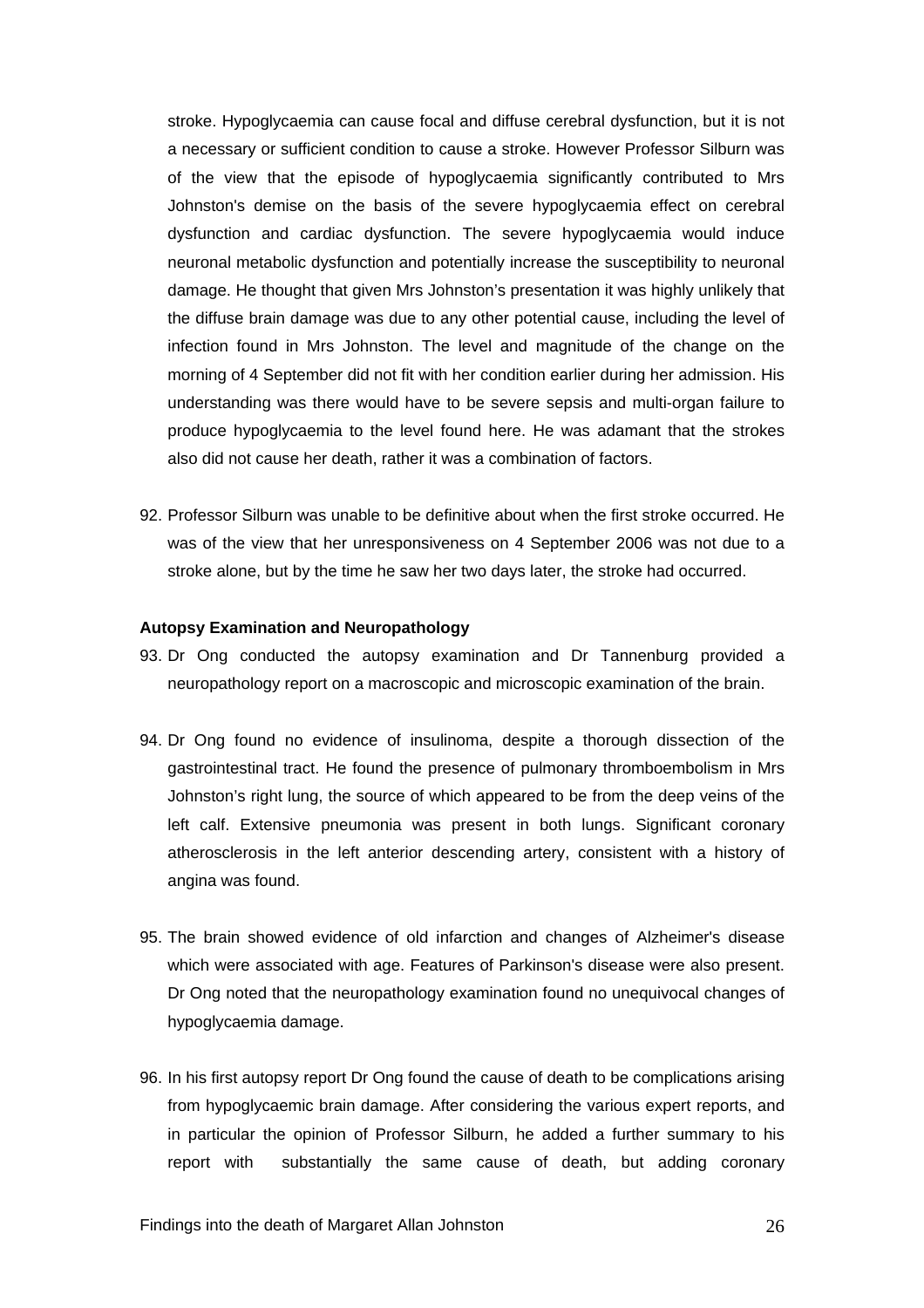stroke. Hypoglycaemia can cause focal and diffuse cerebral dysfunction, but it is not a necessary or sufficient condition to cause a stroke. However Professor Silburn was of the view that the episode of hypoglycaemia significantly contributed to Mrs Johnston's demise on the basis of the severe hypoglycaemia effect on cerebral dysfunction and cardiac dysfunction. The severe hypoglycaemia would induce neuronal metabolic dysfunction and potentially increase the susceptibility to neuronal damage. He thought that given Mrs Johnston's presentation it was highly unlikely that the diffuse brain damage was due to any other potential cause, including the level of infection found in Mrs Johnston. The level and magnitude of the change on the morning of 4 September did not fit with her condition earlier during her admission. His understanding was there would have to be severe sepsis and multi-organ failure to produce hypoglycaemia to the level found here. He was adamant that the strokes also did not cause her death, rather it was a combination of factors.

92. Professor Silburn was unable to be definitive about when the first stroke occurred. He was of the view that her unresponsiveness on 4 September 2006 was not due to a stroke alone, but by the time he saw her two days later, the stroke had occurred.

**Autopsy Examination and Neuropathology**

93. Dr Ong conducted the autopsy examination and Dr Tannenburg provided a neuropathology report on a macroscopic and microscopic examination of the brain.

94. Dr Ong found no evidence of insulinoma, despite a thorough dissection of the gastrointestinal tract. He found the presence of pulmonary thromboembolism in Mrs Johnston's right lung, the source of which appeared to be from the deep veins of the left calf. Extensive pneumonia was present in both lungs. Significant coronary atherosclerosis in the left anterior descending artery, consistent with a history of angina was found.

95. The brain showed evidence of old infarction and changes of Alzheimer's disease which were associated with age. Features of Parkinson's disease were also present. Dr Ong noted that the neuropathology examination found no unequivocal changes of hypoglycaemia damage.

96. In his first autopsy report Dr Ong found the cause of death to be complications arising from hypoglycaemic brain damage. After considering the various expert reports, and in particular the opinion of Professor Silburn, he added a further summary to his report with substantially the same cause of death, but adding coronary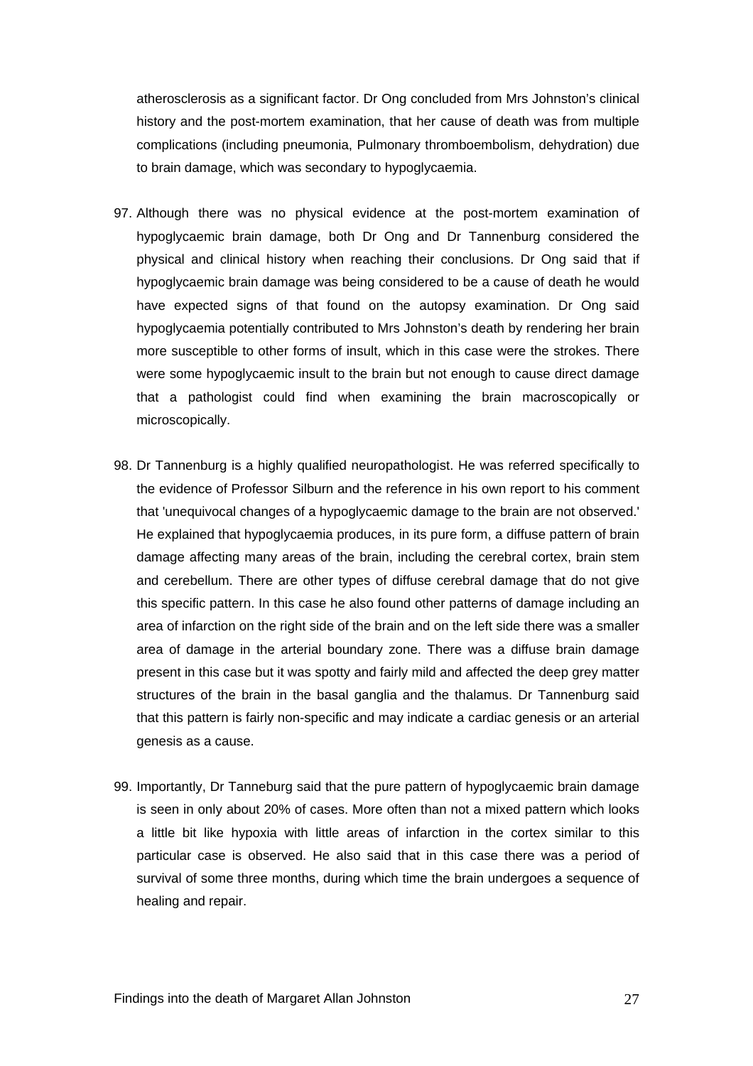atherosclerosis as a significant factor. Dr Ong concluded from Mrs Johnston's clinical history and the post-mortem examination, that her cause of death was from multiple complications (including pneumonia, Pulmonary thromboembolism, dehydration) due to brain damage, which was secondary to hypoglycaemia.

97. Although there was no physical evidence at the post-mortem examination of hypoglycaemic brain damage, both Dr Ong and Dr Tannenburg considered the physical and clinical history when reaching their conclusions. Dr Ong said that if hypoglycaemic brain damage was being considered to be a cause of death he would have expected signs of that found on the autopsy examination. Dr Ong said hypoglycaemia potentially contributed to Mrs Johnston's death by rendering her brain more susceptible to other forms of insult, which in this case were the strokes. There were some hypoglycaemic insult to the brain but not enough to cause direct damage that a pathologist could find when examining the brain macroscopically or microscopically.

98. Dr Tannenburg is a highly qualified neuropathologist. He was referred specifically to the evidence of Professor Silburn and the reference in his own report to his comment that 'unequivocal changes of a hypoglycaemic damage to the brain are not observed.' He explained that hypoglycaemia produces, in its pure form, a diffuse pattern of brain damage affecting many areas of the brain, including the cerebral cortex, brain stem and cerebellum. There are other types of diffuse cerebral damage that do not give this specific pattern. In this case he also found other patterns of damage including an area of infarction on the right side of the brain and on the left side there was a smaller area of damage in the arterial boundary zone. There was a diffuse brain damage present in this case but it was spotty and fairly mild and affected the deep grey matter structures of the brain in the basal ganglia and the thalamus. Dr Tannenburg said that this pattern is fairly non-specific and may indicate a cardiac genesis or an arterial genesis as a cause.

99. Importantly, Dr Tanneburg said that the pure pattern of hypoglycaemic brain damage is seen in only about 20% of cases. More often than not a mixed pattern which looks a little bit like hypoxia with little areas of infarction in the cortex similar to this particular case is observed. He also said that in this case there was a period of survival of some three months, during which time the brain undergoes a sequence of healing and repair.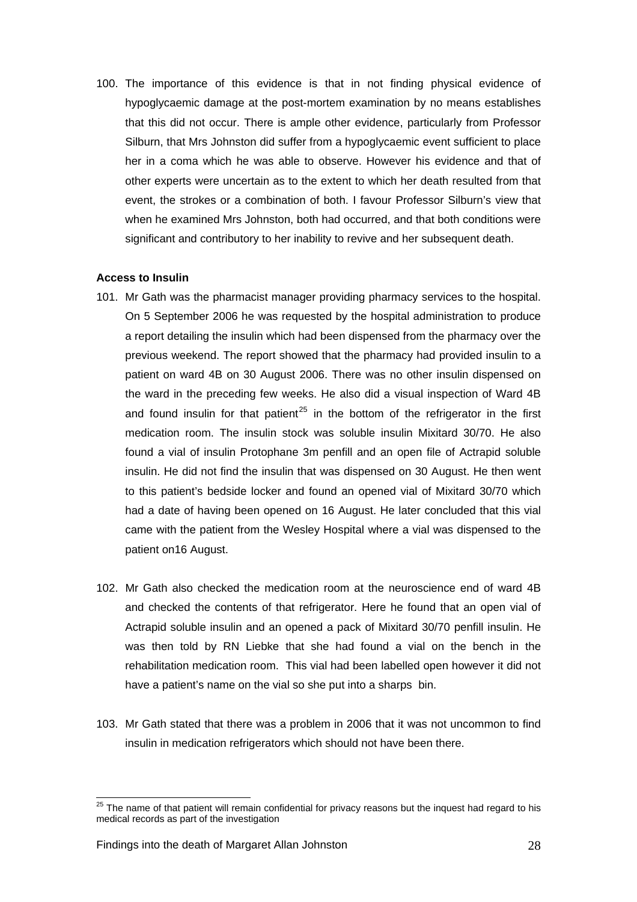100. The importance of this evidence is that in not finding physical evidence of hypoglycaemic damage at the post-mortem examination by no means establishes that this did not occur. There is ample other evidence, particularly from Professor Silburn, that Mrs Johnston did suffer from a hypoglycaemic event sufficient to place her in a coma which he was able to observe. However his evidence and that of other experts were uncertain as to the extent to which her death resulted from that event, the strokes or a combination of both. I favour Professor Silburn's view that when he examined Mrs Johnston, both had occurred, and that both conditions were significant and contributory to her inability to revive and her subsequent death.

**Access to Insulin**

101. Mr Gath was the pharmacist manager providing pharmacy services to the hospital. On 5 September 2006 he was requested by the hospital administration to produce a report detailing the insulin which had been dispensed from the pharmacy over the previous weekend. The report showed that the pharmacy had provided insulin to a patient on ward 4B on 30 August 2006. There was no other insulin dispensed on the ward in the preceding few weeks. He also did a visual inspection of Ward 4B and found insulin for that patient[25] in the bottom of the refrigerator in the first medication room. The insulin stock was soluble insulin Mixitard 30/70. He also found a vial of insulin Protophane 3m penfill and an open file of Actrapid soluble insulin. He did not find the insulin that was dispensed on 30 August. He then went to this patient's bedside locker and found an opened vial of Mixitard 30/70 which had a date of having been opened on 16 August. He later concluded that this vial came with the patient from the Wesley Hospital where a vial was dispensed to the patient on16 August.

102. Mr Gath also checked the medication room at the neuroscience end of ward 4B and checked the contents of that refrigerator. Here he found that an open vial of Actrapid soluble insulin and an opened a pack of Mixitard 30/70 penfill insulin. He was then told by RN Liebke that she had found a vial on the bench in the rehabilitation medication room. This vial had been labelled open however it did not have a patient's name on the vial so she put into a sharps bin.

103. Mr Gath stated that there was a problem in 2006 that it was not uncommon to find insulin in medication refrigerators which should not have been there.

[25] The name of that patient will remain confidential for privacy reasons but the inquest had regard to his medical records as part of the investigation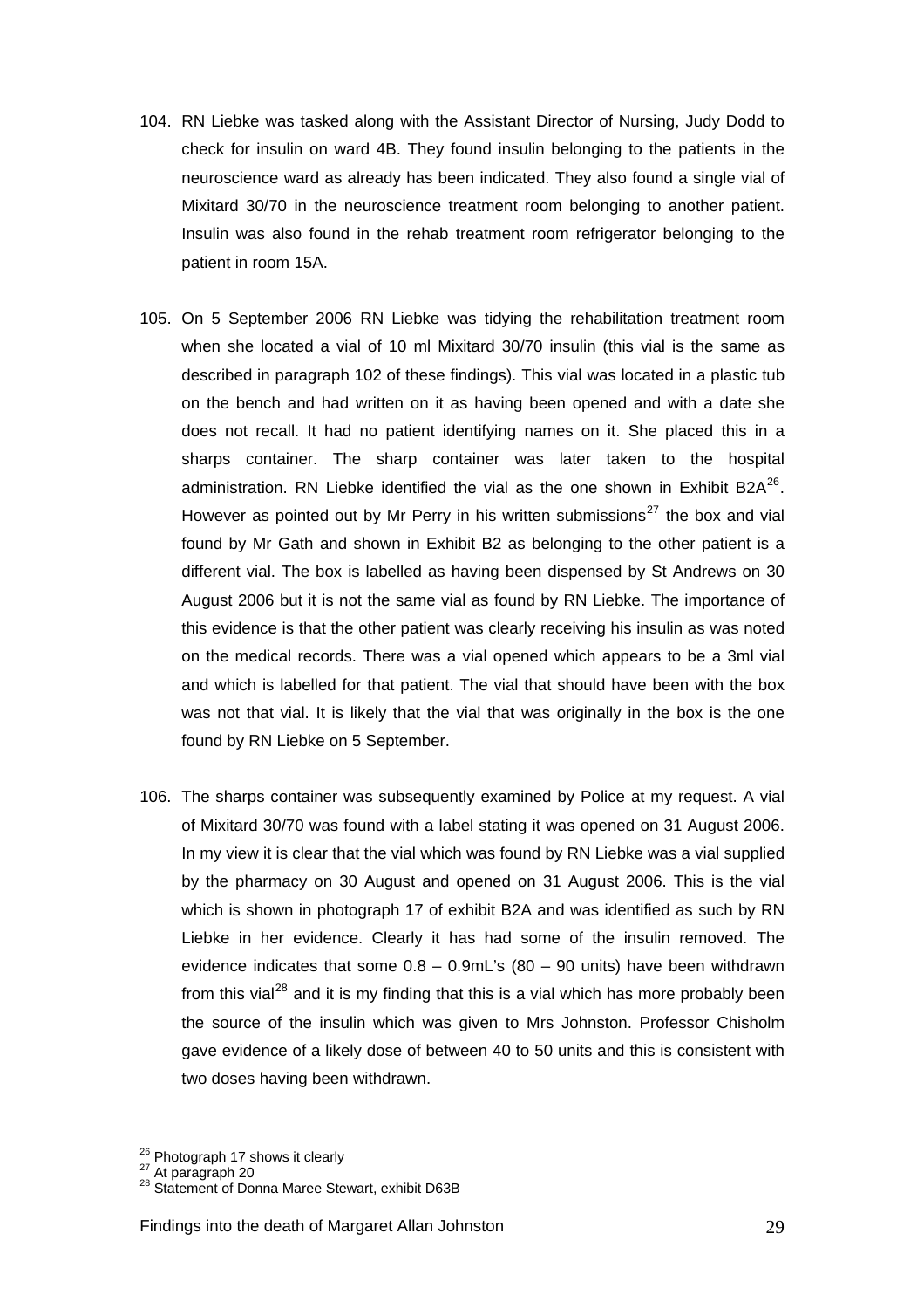104. RN Liebke was tasked along with the Assistant Director of Nursing, Judy Dodd to check for insulin on ward 4B. They found insulin belonging to the patients in the neuroscience ward as already has been indicated. They also found a single vial of Mixitard 30/70 in the neuroscience treatment room belonging to another patient. Insulin was also found in the rehab treatment room refrigerator belonging to the patient in room 15A.

105. On 5 September 2006 RN Liebke was tidying the rehabilitation treatment room when she located a vial of 10 ml Mixitard 30/70 insulin (this vial is the same as described in paragraph 102 of these findings). This vial was located in a plastic tub on the bench and had written on it as having been opened and with a date she does not recall. It had no patient identifying names on it. She placed this in a sharps container. The sharp container was later taken to the hospital administration. RN Liebke identified the vial as the one shown in Exhibit B2A[26]. However as pointed out by Mr Perry in his written submissions[27] the box and vial found by Mr Gath and shown in Exhibit B2 as belonging to the other patient is a different vial. The box is labelled as having been dispensed by St Andrews on 30 August 2006 but it is not the same vial as found by RN Liebke. The importance of this evidence is that the other patient was clearly receiving his insulin as was noted on the medical records. There was a vial opened which appears to be a 3ml vial and which is labelled for that patient. The vial that should have been with the box was not that vial. It is likely that the vial that was originally in the box is the one found by RN Liebke on 5 September.

106. The sharps container was subsequently examined by Police at my request. A vial of Mixitard 30/70 was found with a label stating it was opened on 31 August 2006. In my view it is clear that the vial which was found by RN Liebke was a vial supplied by the pharmacy on 30 August and opened on 31 August 2006. This is the vial which is shown in photograph 17 of exhibit B2A and was identified as such by RN Liebke in her evidence. Clearly it has had some of the insulin removed. The evidence indicates that some 0.8 – 0.9mL's (80 – 90 units) have been withdrawn from this vial[28] and it is my finding that this is a vial which has more probably been the source of the insulin which was given to Mrs Johnston. Professor Chisholm gave evidence of a likely dose of between 40 to 50 units and this is consistent with two doses having been withdrawn.

---

[26] Photograph 17 shows it clearly
[27] At paragraph 20
[28] Statement of Donna Maree Stewart, exhibit D63B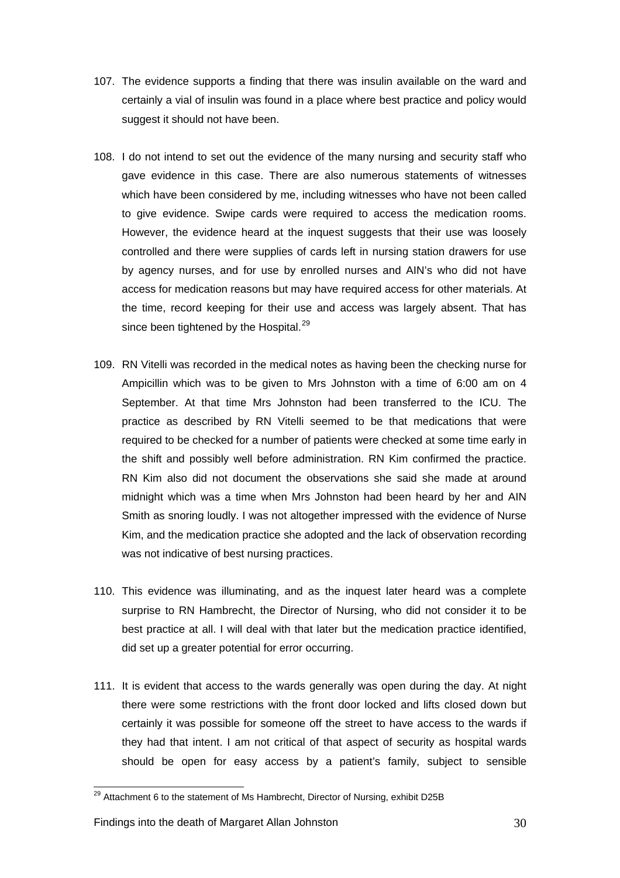107. The evidence supports a finding that there was insulin available on the ward and certainly a vial of insulin was found in a place where best practice and policy would suggest it should not have been.

108. I do not intend to set out the evidence of the many nursing and security staff who gave evidence in this case. There are also numerous statements of witnesses which have been considered by me, including witnesses who have not been called to give evidence. Swipe cards were required to access the medication rooms. However, the evidence heard at the inquest suggests that their use was loosely controlled and there were supplies of cards left in nursing station drawers for use by agency nurses, and for use by enrolled nurses and AIN's who did not have access for medication reasons but may have required access for other materials. At the time, record keeping for their use and access was largely absent. That has since been tightened by the Hospital.[29]

109. RN Vitelli was recorded in the medical notes as having been the checking nurse for Ampicillin which was to be given to Mrs Johnston with a time of 6:00 am on 4 September. At that time Mrs Johnston had been transferred to the ICU. The practice as described by RN Vitelli seemed to be that medications that were required to be checked for a number of patients were checked at some time early in the shift and possibly well before administration. RN Kim confirmed the practice. RN Kim also did not document the observations she said she made at around midnight which was a time when Mrs Johnston had been heard by her and AIN Smith as snoring loudly. I was not altogether impressed with the evidence of Nurse Kim, and the medication practice she adopted and the lack of observation recording was not indicative of best nursing practices.

110. This evidence was illuminating, and as the inquest later heard was a complete surprise to RN Hambrecht, the Director of Nursing, who did not consider it to be best practice at all. I will deal with that later but the medication practice identified, did set up a greater potential for error occurring.

111. It is evident that access to the wards generally was open during the day. At night there were some restrictions with the front door locked and lifts closed down but certainly it was possible for someone off the street to have access to the wards if they had that intent. I am not critical of that aspect of security as hospital wards should be open for easy access by a patient's family, subject to sensible

[29] Attachment 6 to the statement of Ms Hambrecht, Director of Nursing, exhibit D25B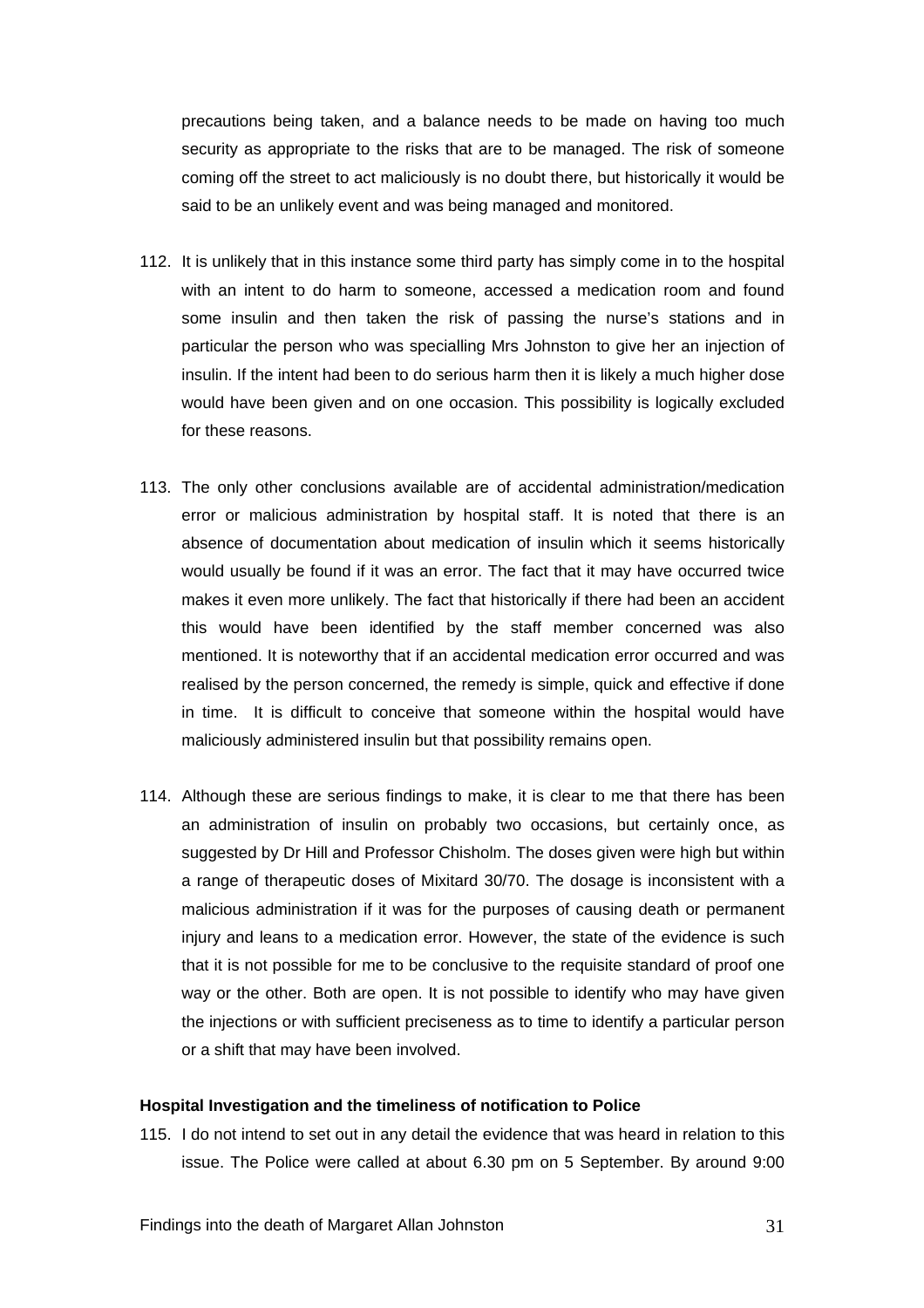precautions being taken, and a balance needs to be made on having too much security as appropriate to the risks that are to be managed. The risk of someone coming off the street to act maliciously is no doubt there, but historically it would be said to be an unlikely event and was being managed and monitored.

112. It is unlikely that in this instance some third party has simply come in to the hospital with an intent to do harm to someone, accessed a medication room and found some insulin and then taken the risk of passing the nurse's stations and in particular the person who was specialling Mrs Johnston to give her an injection of insulin. If the intent had been to do serious harm then it is likely a much higher dose would have been given and on one occasion. This possibility is logically excluded for these reasons.

113. The only other conclusions available are of accidental administration/medication error or malicious administration by hospital staff. It is noted that there is an absence of documentation about medication of insulin which it seems historically would usually be found if it was an error. The fact that it may have occurred twice makes it even more unlikely. The fact that historically if there had been an accident this would have been identified by the staff member concerned was also mentioned. It is noteworthy that if an accidental medication error occurred and was realised by the person concerned, the remedy is simple, quick and effective if done in time. It is difficult to conceive that someone within the hospital would have maliciously administered insulin but that possibility remains open.

114. Although these are serious findings to make, it is clear to me that there has been an administration of insulin on probably two occasions, but certainly once, as suggested by Dr Hill and Professor Chisholm. The doses given were high but within a range of therapeutic doses of Mixitard 30/70. The dosage is inconsistent with a malicious administration if it was for the purposes of causing death or permanent injury and leans to a medication error. However, the state of the evidence is such that it is not possible for me to be conclusive to the requisite standard of proof one way or the other. Both are open. It is not possible to identify who may have given the injections or with sufficient preciseness as to time to identify a particular person or a shift that may have been involved.

**Hospital Investigation and the timeliness of notification to Police**

115. I do not intend to set out in any detail the evidence that was heard in relation to this issue. The Police were called at about 6.30 pm on 5 September. By around 9:00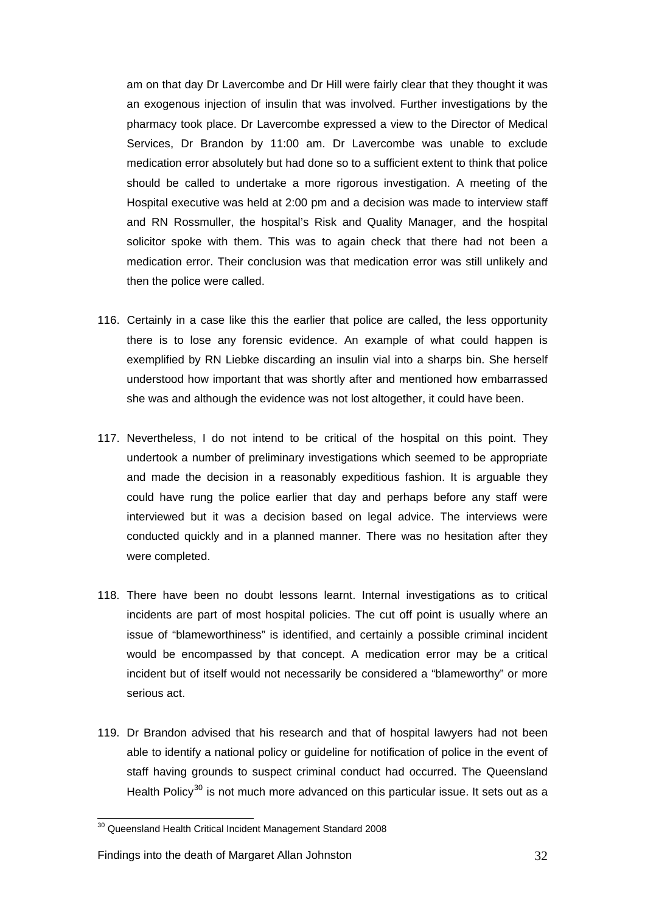am on that day Dr Lavercombe and Dr Hill were fairly clear that they thought it was an exogenous injection of insulin that was involved. Further investigations by the pharmacy took place. Dr Lavercombe expressed a view to the Director of Medical Services, Dr Brandon by 11:00 am. Dr Lavercombe was unable to exclude medication error absolutely but had done so to a sufficient extent to think that police should be called to undertake a more rigorous investigation. A meeting of the Hospital executive was held at 2:00 pm and a decision was made to interview staff and RN Rossmuller, the hospital's Risk and Quality Manager, and the hospital solicitor spoke with them. This was to again check that there had not been a medication error. Their conclusion was that medication error was still unlikely and then the police were called.

116. Certainly in a case like this the earlier that police are called, the less opportunity there is to lose any forensic evidence. An example of what could happen is exemplified by RN Liebke discarding an insulin vial into a sharps bin. She herself understood how important that was shortly after and mentioned how embarrassed she was and although the evidence was not lost altogether, it could have been.

117. Nevertheless, I do not intend to be critical of the hospital on this point. They undertook a number of preliminary investigations which seemed to be appropriate and made the decision in a reasonably expeditious fashion. It is arguable they could have rung the police earlier that day and perhaps before any staff were interviewed but it was a decision based on legal advice. The interviews were conducted quickly and in a planned manner. There was no hesitation after they were completed.

118. There have been no doubt lessons learnt. Internal investigations as to critical incidents are part of most hospital policies. The cut off point is usually where an issue of "blameworthiness" is identified, and certainly a possible criminal incident would be encompassed by that concept. A medication error may be a critical incident but of itself would not necessarily be considered a "blameworthy" or more serious act.

119. Dr Brandon advised that his research and that of hospital lawyers had not been able to identify a national policy or guideline for notification of police in the event of staff having grounds to suspect criminal conduct had occurred. The Queensland Health Policy[30] is not much more advanced on this particular issue. It sets out as a

---

[30] Queensland Health Critical Incident Management Standard 2008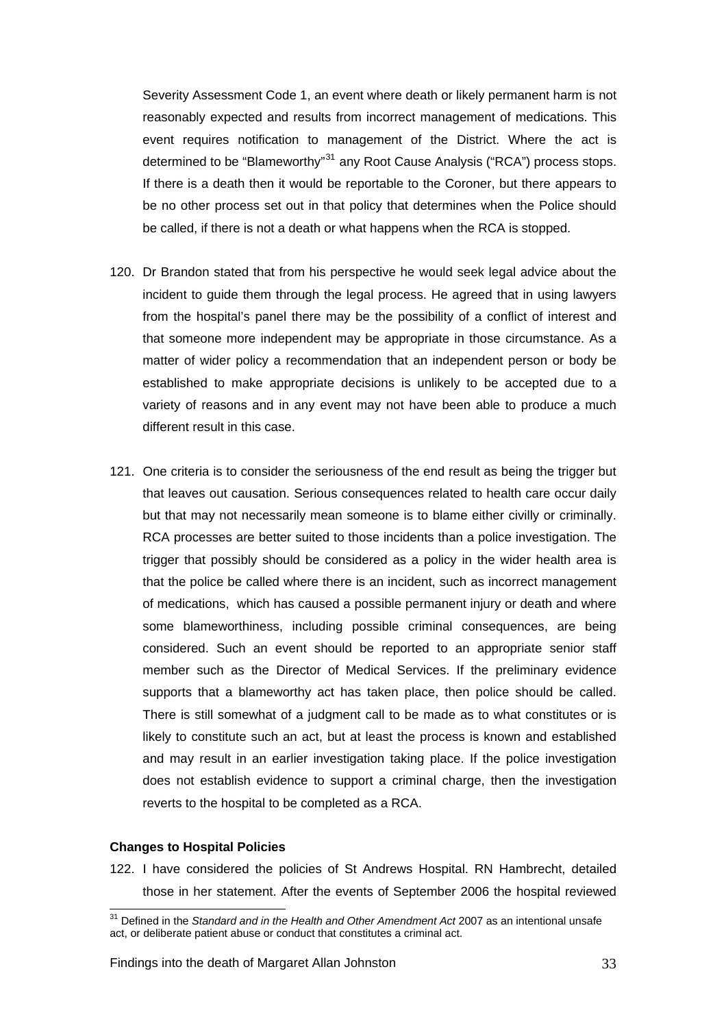Severity Assessment Code 1, an event where death or likely permanent harm is not reasonably expected and results from incorrect management of medications. This event requires notification to management of the District. Where the act is determined to be "Blameworthy"[31] any Root Cause Analysis ("RCA") process stops. If there is a death then it would be reportable to the Coroner, but there appears to be no other process set out in that policy that determines when the Police should be called, if there is not a death or what happens when the RCA is stopped.

120. Dr Brandon stated that from his perspective he would seek legal advice about the incident to guide them through the legal process. He agreed that in using lawyers from the hospital's panel there may be the possibility of a conflict of interest and that someone more independent may be appropriate in those circumstance. As a matter of wider policy a recommendation that an independent person or body be established to make appropriate decisions is unlikely to be accepted due to a variety of reasons and in any event may not have been able to produce a much different result in this case.

121. One criteria is to consider the seriousness of the end result as being the trigger but that leaves out causation. Serious consequences related to health care occur daily but that may not necessarily mean someone is to blame either civilly or criminally. RCA processes are better suited to those incidents than a police investigation. The trigger that possibly should be considered as a policy in the wider health area is that the police be called where there is an incident, such as incorrect management of medications, which has caused a possible permanent injury or death and where some blameworthiness, including possible criminal consequences, are being considered. Such an event should be reported to an appropriate senior staff member such as the Director of Medical Services. If the preliminary evidence supports that a blameworthy act has taken place, then police should be called. There is still somewhat of a judgment call to be made as to what constitutes or is likely to constitute such an act, but at least the process is known and established and may result in an earlier investigation taking place. If the police investigation does not establish evidence to support a criminal charge, then the investigation reverts to the hospital to be completed as a RCA.

**Changes to Hospital Policies**

122. I have considered the policies of St Andrews Hospital. RN Hambrecht, detailed those in her statement. After the events of September 2006 the hospital reviewed

[31] Defined in the *Standard and in the Health and Other Amendment Act* 2007 as an intentional unsafe act, or deliberate patient abuse or conduct that constitutes a criminal act.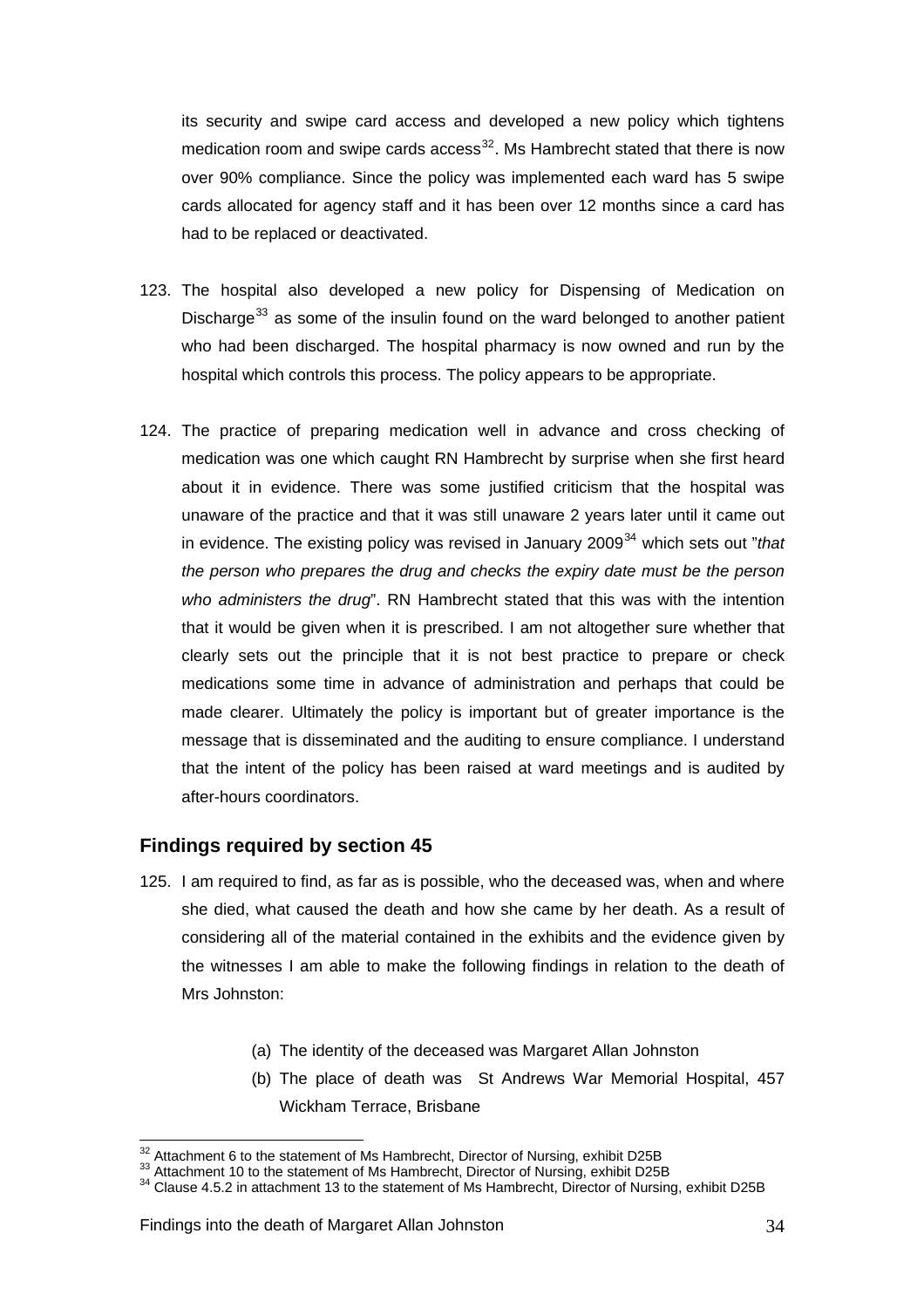its security and swipe card access and developed a new policy which tightens medication room and swipe cards access[32]. Ms Hambrecht stated that there is now over 90% compliance. Since the policy was implemented each ward has 5 swipe cards allocated for agency staff and it has been over 12 months since a card has had to be replaced or deactivated.

123. The hospital also developed a new policy for Dispensing of Medication on Discharge[33] as some of the insulin found on the ward belonged to another patient who had been discharged. The hospital pharmacy is now owned and run by the hospital which controls this process. The policy appears to be appropriate.

124. The practice of preparing medication well in advance and cross checking of medication was one which caught RN Hambrecht by surprise when she first heard about it in evidence. There was some justified criticism that the hospital was unaware of the practice and that it was still unaware 2 years later until it came out in evidence. The existing policy was revised in January 2009[34] which sets out "*that the person who prepares the drug and checks the expiry date must be the person who administers the drug*". RN Hambrecht stated that this was with the intention that it would be given when it is prescribed. I am not altogether sure whether that clearly sets out the principle that it is not best practice to prepare or check medications some time in advance of administration and perhaps that could be made clearer. Ultimately the policy is important but of greater importance is the message that is disseminated and the auditing to ensure compliance. I understand that the intent of the policy has been raised at ward meetings and is audited by after-hours coordinators.

## Findings required by section 45

125. I am required to find, as far as is possible, who the deceased was, when and where she died, what caused the death and how she came by her death. As a result of considering all of the material contained in the exhibits and the evidence given by the witnesses I am able to make the following findings in relation to the death of Mrs Johnston:

    (a) The identity of the deceased was Margaret Allan Johnston

    (b) The place of death was St Andrews War Memorial Hospital, 457 Wickham Terrace, Brisbane

---

[32] Attachment 6 to the statement of Ms Hambrecht, Director of Nursing, exhibit D25B

[33] Attachment 10 to the statement of Ms Hambrecht, Director of Nursing, exhibit D25B

[34] Clause 4.5.2 in attachment 13 to the statement of Ms Hambrecht, Director of Nursing, exhibit D25B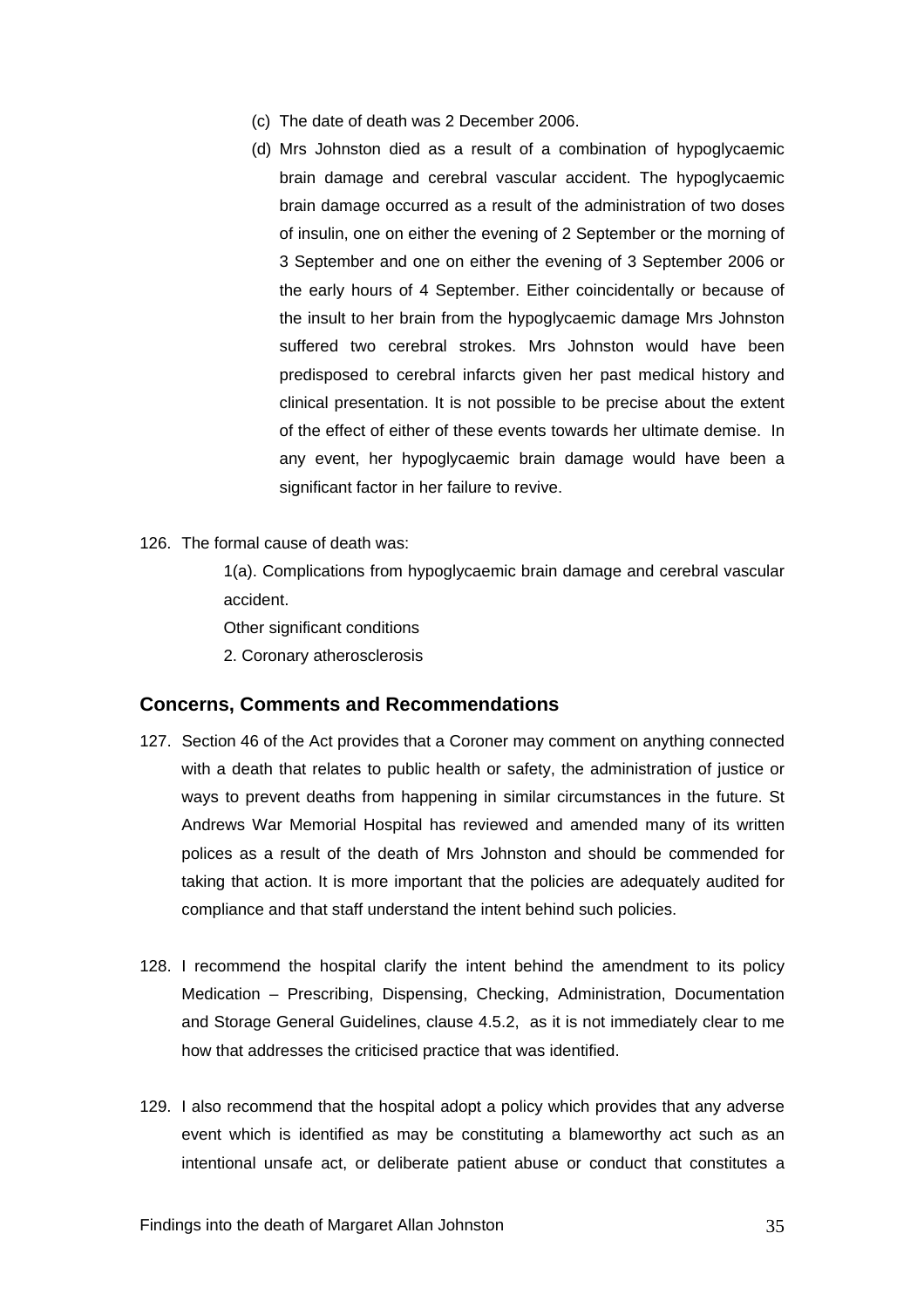(c) The date of death was 2 December 2006.

(d) Mrs Johnston died as a result of a combination of hypoglycaemic brain damage and cerebral vascular accident. The hypoglycaemic brain damage occurred as a result of the administration of two doses of insulin, one on either the evening of 2 September or the morning of 3 September and one on either the evening of 3 September 2006 or the early hours of 4 September. Either coincidentally or because of the insult to her brain from the hypoglycaemic damage Mrs Johnston suffered two cerebral strokes. Mrs Johnston would have been predisposed to cerebral infarcts given her past medical history and clinical presentation. It is not possible to be precise about the extent of the effect of either of these events towards her ultimate demise. In any event, her hypoglycaemic brain damage would have been a significant factor in her failure to revive.

126. The formal cause of death was:

1(a). Complications from hypoglycaemic brain damage and cerebral vascular accident.

Other significant conditions

2. Coronary atherosclerosis

## Concerns, Comments and Recommendations

127. Section 46 of the Act provides that a Coroner may comment on anything connected with a death that relates to public health or safety, the administration of justice or ways to prevent deaths from happening in similar circumstances in the future. St Andrews War Memorial Hospital has reviewed and amended many of its written polices as a result of the death of Mrs Johnston and should be commended for taking that action. It is more important that the policies are adequately audited for compliance and that staff understand the intent behind such policies.

128. I recommend the hospital clarify the intent behind the amendment to its policy Medication – Prescribing, Dispensing, Checking, Administration, Documentation and Storage General Guidelines, clause 4.5.2, as it is not immediately clear to me how that addresses the criticised practice that was identified.

129. I also recommend that the hospital adopt a policy which provides that any adverse event which is identified as may be constituting a blameworthy act such as an intentional unsafe act, or deliberate patient abuse or conduct that constitutes a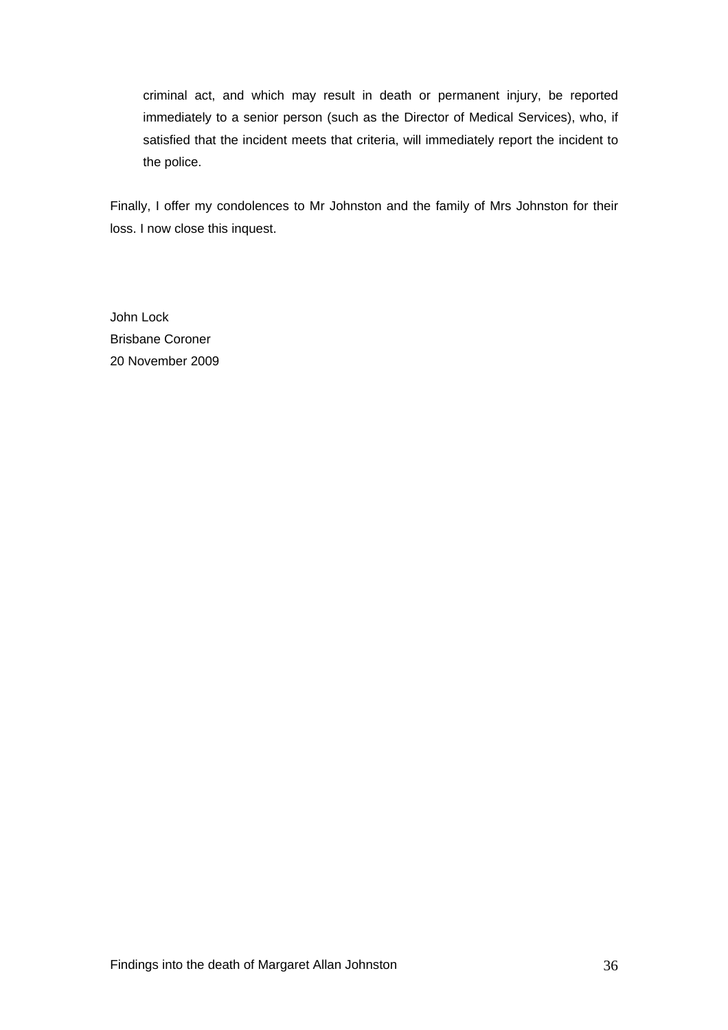criminal act, and which may result in death or permanent injury, be reported immediately to a senior person (such as the Director of Medical Services), who, if satisfied that the incident meets that criteria, will immediately report the incident to the police.

Finally, I offer my condolences to Mr Johnston and the family of Mrs Johnston for their loss. I now close this inquest.

John Lock
Brisbane Coroner
20 November 2009